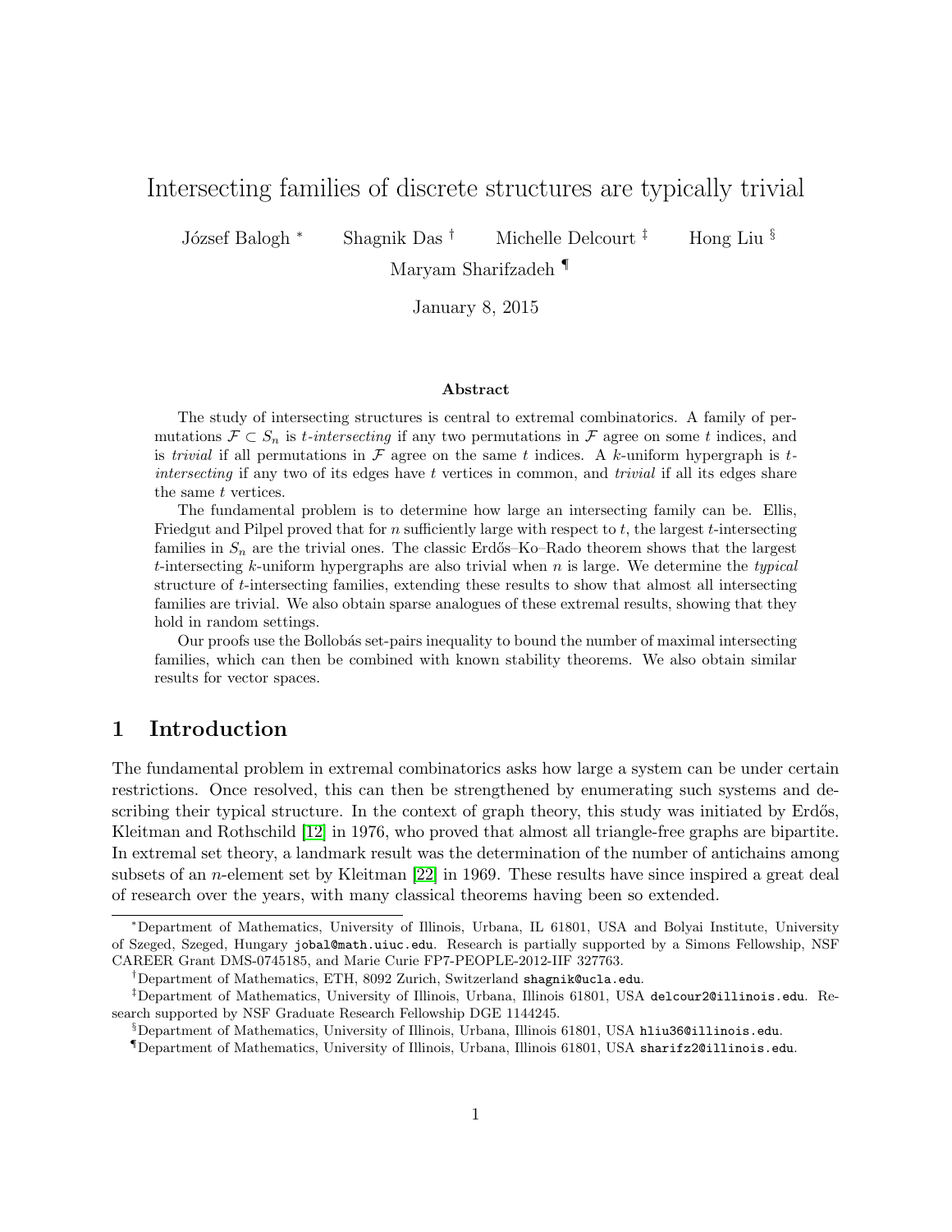# Intersecting families of discrete structures are typically trivial

József Balogh [*] Shagnik Das [†] Michelle Delcourt [‡] Hong Liu [§] Maryam Sharifzadeh [¶]

January 8, 2015

### Abstract

The study of intersecting structures is central to extremal combinatorics. A family of permutations $\mathcal{F} \subset S_n$ is *t-intersecting* if any two permutations in $\mathcal{F}$ agree on some $t$ indices, and is *trivial* if all permutations in $\mathcal{F}$ agree on the same $t$ indices. A $k$-uniform hypergraph is *t-intersecting* if any two of its edges have $t$ vertices in common, and *trivial* if all its edges share the same $t$ vertices.

The fundamental problem is to determine how large an intersecting family can be. Ellis, Friedgut and Pilpel proved that for $n$ sufficiently large with respect to $t$, the largest $t$-intersecting families in $S_n$ are the trivial ones. The classic Erdős–Ko–Rado theorem shows that the largest $t$-intersecting $k$-uniform hypergraphs are also trivial when $n$ is large. We determine the *typical* structure of $t$-intersecting families, extending these results to show that almost all intersecting families are trivial. We also obtain sparse analogues of these extremal results, showing that they hold in random settings.

Our proofs use the Bollobás set-pairs inequality to bound the number of maximal intersecting families, which can then be combined with known stability theorems. We also obtain similar results for vector spaces.

## 1 Introduction

The fundamental problem in extremal combinatorics asks how large a system can be under certain restrictions. Once resolved, this can then be strengthened by enumerating such systems and describing their typical structure. In the context of graph theory, this study was initiated by Erdős, Kleitman and Rothschild [12] in 1976, who proved that almost all triangle-free graphs are bipartite. In extremal set theory, a landmark result was the determination of the number of antichains among subsets of an $n$-element set by Kleitman [22] in 1969. These results have since inspired a great deal of research over the years, with many classical theorems having been so extended.

---

[*] Department of Mathematics, University of Illinois, Urbana, IL 61801, USA and Bolyai Institute, University of Szeged, Szeged, Hungary jobal@math.uiuc.edu. Research is partially supported by a Simons Fellowship, NSF CAREER Grant DMS-0745185, and Marie Curie FP7-PEOPLE-2012-IIF 327763.

[†] Department of Mathematics, ETH, 8092 Zurich, Switzerland shagnik@ucla.edu.

[‡] Department of Mathematics, University of Illinois, Urbana, Illinois 61801, USA delcour2@illinois.edu. Research supported by NSF Graduate Research Fellowship DGE 1144245.

[§] Department of Mathematics, University of Illinois, Urbana, Illinois 61801, USA hliu36@illinois.edu.

[¶] Department of Mathematics, University of Illinois, Urbana, Illinois 61801, USA sharifz2@illinois.edu.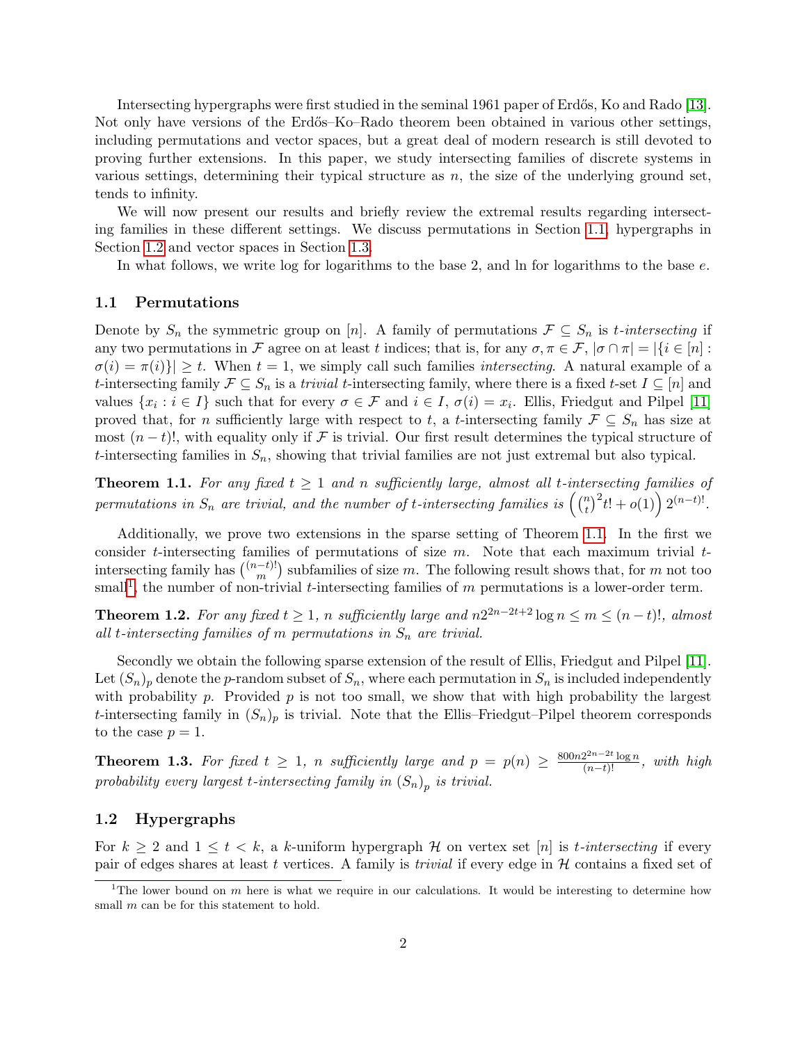Intersecting hypergraphs were first studied in the seminal 1961 paper of Erdős, Ko and Rado [13]. Not only have versions of the Erdős–Ko–Rado theorem been obtained in various other settings, including permutations and vector spaces, but a great deal of modern research is still devoted to proving further extensions. In this paper, we study intersecting families of discrete systems in various settings, determining their typical structure as $n$, the size of the underlying ground set, tends to infinity.

We will now present our results and briefly review the extremal results regarding intersecting families in these different settings. We discuss permutations in Section 1.1, hypergraphs in Section 1.2 and vector spaces in Section 1.3.

In what follows, we write log for logarithms to the base 2, and ln for logarithms to the base $e$.

### 1.1 Permutations

Denote by $S_n$ the symmetric group on $[n]$. A family of permutations $\mathcal{F} \subseteq S_n$ is *$t$-intersecting* if any two permutations in $\mathcal{F}$ agree on at least $t$ indices; that is, for any $\sigma, \pi \in \mathcal{F}$, $|\sigma \cap \pi| = |\{i \in [n] : \sigma(i) = \pi(i)\}| \geq t$. When $t = 1$, we simply call such families *intersecting*. A natural example of a $t$-intersecting family $\mathcal{F} \subseteq S_n$ is a *trivial* $t$-intersecting family, where there is a fixed $t$-set $I \subseteq [n]$ and values $\{x_i : i \in I\}$ such that for every $\sigma \in \mathcal{F}$ and $i \in I$, $\sigma(i) = x_i$. Ellis, Friedgut and Pilpel [11] proved that, for $n$ sufficiently large with respect to $t$, a $t$-intersecting family $\mathcal{F} \subseteq S_n$ has size at most $(n-t)!$, with equality only if $\mathcal{F}$ is trivial. Our first result determines the typical structure of $t$-intersecting families in $S_n$, showing that trivial families are not just extremal but also typical.

**Theorem 1.1.** *For any fixed $t \geq 1$ and $n$ sufficiently large, almost all $t$-intersecting families of permutations in $S_n$ are trivial, and the number of $t$-intersecting families is $\left(\binom{n}{t}^2 t! + o(1)\right) 2^{(n-t)!}$.*

Additionally, we prove two extensions in the sparse setting of Theorem 1.1. In the first we consider $t$-intersecting families of permutations of size $m$. Note that each maximum trivial $t$-intersecting family has $\binom{(n-t)!}{m}$ subfamilies of size $m$. The following result shows that, for $m$ not too small[1], the number of non-trivial $t$-intersecting families of $m$ permutations is a lower-order term.

**Theorem 1.2.** *For any fixed $t \geq 1$, $n$ sufficiently large and $n2^{2n-2t+2} \log n \leq m \leq (n-t)!$, almost all $t$-intersecting families of $m$ permutations in $S_n$ are trivial.*

Secondly we obtain the following sparse extension of the result of Ellis, Friedgut and Pilpel [11]. Let $(S_n)_p$ denote the $p$-random subset of $S_n$, where each permutation in $S_n$ is included independently with probability $p$. Provided $p$ is not too small, we show that with high probability the largest $t$-intersecting family in $(S_n)_p$ is trivial. Note that the Ellis–Friedgut–Pilpel theorem corresponds to the case $p = 1$.

**Theorem 1.3.** *For fixed $t \geq 1$, $n$ sufficiently large and $p = p(n) \geq \frac{800n2^{2n-2t} \log n}{(n-t)!}$, with high probability every largest $t$-intersecting family in $(S_n)_p$ is trivial.*

### 1.2 Hypergraphs

For $k \geq 2$ and $1 \leq t < k$, a $k$-uniform hypergraph $\mathcal{H}$ on vertex set $[n]$ is *$t$-intersecting* if every pair of edges shares at least $t$ vertices. A family is *trivial* if every edge in $\mathcal{H}$ contains a fixed set of

[1] The lower bound on $m$ here is what we require in our calculations. It would be interesting to determine how small $m$ can be for this statement to hold.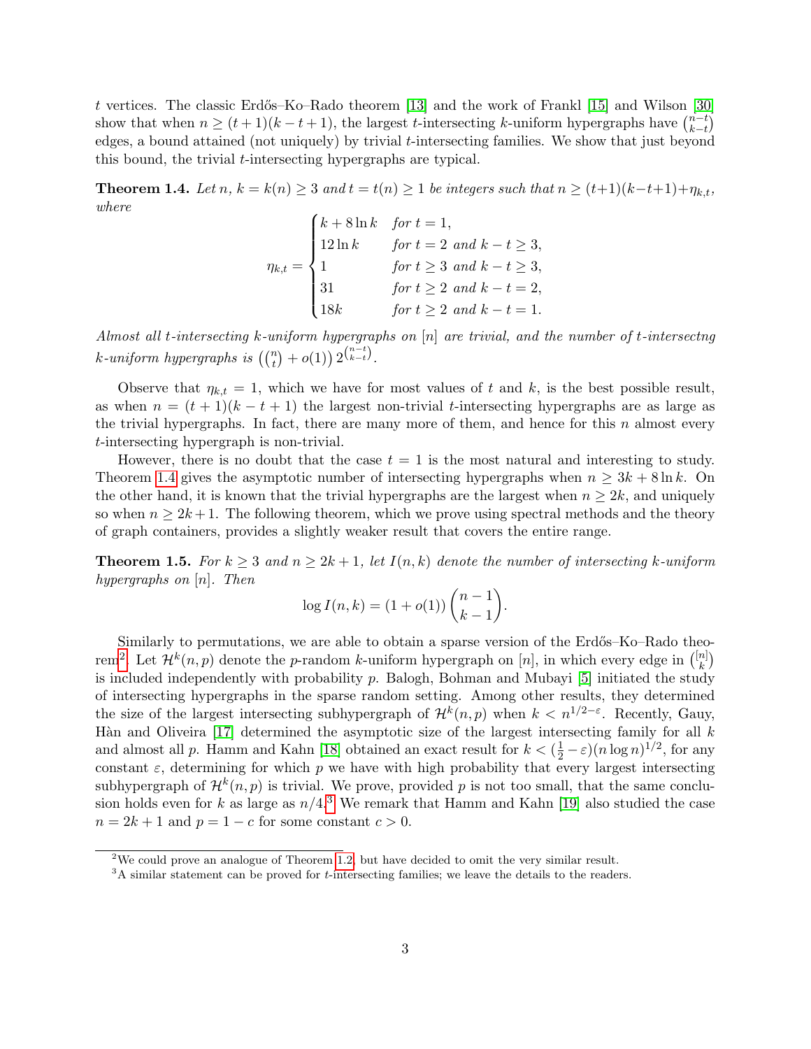$t$ vertices. The classic Erdős–Ko–Rado theorem [13] and the work of Frankl [15] and Wilson [30] show that when $n \geq (t+1)(k-t+1)$, the largest $t$-intersecting $k$-uniform hypergraphs have $\binom{n-t}{k-t}$ edges, a bound attained (not uniquely) by trivial $t$-intersecting families. We show that just beyond this bound, the trivial $t$-intersecting hypergraphs are typical.

**Theorem 1.4.** *Let $n$, $k = k(n) \geq 3$ and $t = t(n) \geq 1$ be integers such that $n \geq (t+1)(k-t+1) + \eta_{k,t}$, where*

$$\eta_{k,t} = \begin{cases} k + 8\ln k & \text{for } t = 1, \\ 12 \ln k & \text{for } t = 2 \text{ and } k - t \geq 3, \\ 1 & \text{for } t \geq 3 \text{ and } k - t \geq 3, \\ 31 & \text{for } t \geq 2 \text{ and } k - t = 2, \\ 18k & \text{for } t \geq 2 \text{ and } k - t = 1. \end{cases}$$

*Almost all $t$-intersecting $k$-uniform hypergraphs on $[n]$ are trivial, and the number of $t$-intersectng $k$-uniform hypergraphs is $\left(\binom{n}{t} + o(1)\right) 2^{\binom{n-t}{k-t}}$.*

Observe that $\eta_{k,t} = 1$, which we have for most values of $t$ and $k$, is the best possible result, as when $n = (t+1)(k-t+1)$ the largest non-trivial $t$-intersecting hypergraphs are as large as the trivial hypergraphs. In fact, there are many more of them, and hence for this $n$ almost every $t$-intersecting hypergraph is non-trivial.

However, there is no doubt that the case $t = 1$ is the most natural and interesting to study. Theorem 1.4 gives the asymptotic number of intersecting hypergraphs when $n \geq 3k + 8\ln k$. On the other hand, it is known that the trivial hypergraphs are the largest when $n \geq 2k$, and uniquely so when $n \geq 2k+1$. The following theorem, which we prove using spectral methods and the theory of graph containers, provides a slightly weaker result that covers the entire range.

**Theorem 1.5.** *For $k \geq 3$ and $n \geq 2k+1$, let $I(n,k)$ denote the number of intersecting $k$-uniform hypergraphs on $[n]$. Then*

$$\log I(n,k) = (1 + o(1))\binom{n-1}{k-1}.$$

Similarly to permutations, we are able to obtain a sparse version of the Erdős–Ko–Rado theorem[2]. Let $\mathcal{H}^k(n,p)$ denote the $p$-random $k$-uniform hypergraph on $[n]$, in which every edge in $\binom{[n]}{k}$ is included independently with probability $p$. Balogh, Bohman and Mubayi [5] initiated the study of intersecting hypergraphs in the sparse random setting. Among other results, they determined the size of the largest intersecting subhypergraph of $\mathcal{H}^k(n,p)$ when $k < n^{1/2-\varepsilon}$. Recently, Gauy, Hàn and Oliveira [17] determined the asymptotic size of the largest intersecting family for all $k$ and almost all $p$. Hamm and Kahn [18] obtained an exact result for $k < (\frac{1}{2} - \varepsilon)(n \log n)^{1/2}$, for any constant $\varepsilon$, determining for which $p$ we have with high probability that every largest intersecting subhypergraph of $\mathcal{H}^k(n,p)$ is trivial. We prove, provided $p$ is not too small, that the same conclusion holds even for $k$ as large as $n/4$.[3] We remark that Hamm and Kahn [19] also studied the case $n = 2k+1$ and $p = 1 - c$ for some constant $c > 0$.

[2] We could prove an analogue of Theorem 1.2, but have decided to omit the very similar result.

[3] A similar statement can be proved for $t$-intersecting families; we leave the details to the readers.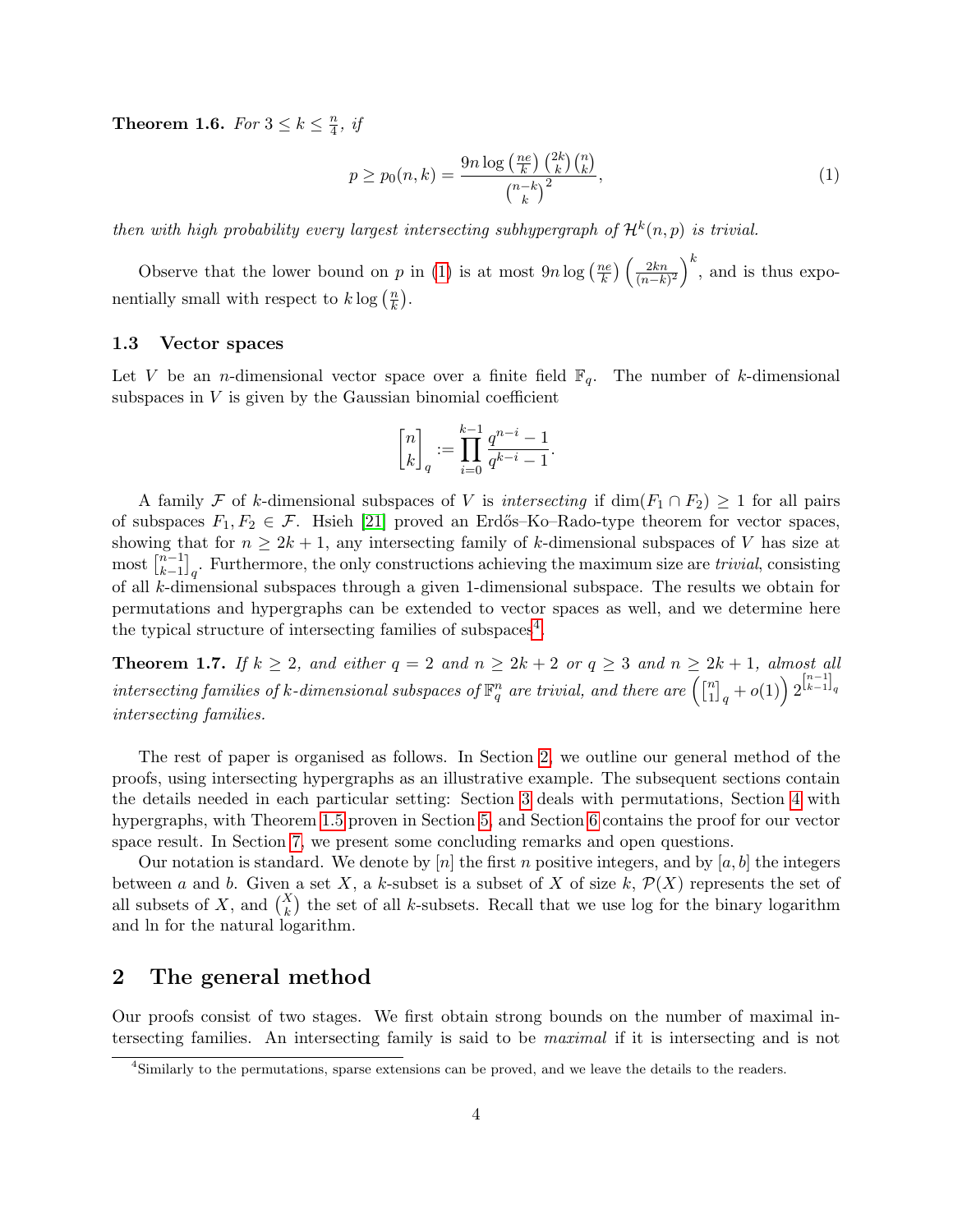**Theorem 1.6.** *For $3 \le k \le \frac{n}{4}$, if*

$$p \ge p_0(n,k) = \frac{9n \log\left(\frac{ne}{k}\right) \binom{2k}{k} \binom{n}{k}}{\binom{n-k}{k}^2}, \tag{1}$$

*then with high probability every largest intersecting subhypergraph of $\mathcal{H}^k(n,p)$ is trivial.*

Observe that the lower bound on $p$ in (1) is at most $9n \log\left(\frac{ne}{k}\right)\left(\frac{2kn}{(n-k)^2}\right)^k$, and is thus exponentially small with respect to $k \log\left(\frac{n}{k}\right)$.

### 1.3 Vector spaces

Let $V$ be an $n$-dimensional vector space over a finite field $\mathbb{F}_q$. The number of $k$-dimensional subspaces in $V$ is given by the Gaussian binomial coefficient

$$\begin{bmatrix} n \\ k \end{bmatrix}_q := \prod_{i=0}^{k-1} \frac{q^{n-i}-1}{q^{k-i}-1}.$$

A family $\mathcal{F}$ of $k$-dimensional subspaces of $V$ is *intersecting* if $\dim(F_1 \cap F_2) \ge 1$ for all pairs of subspaces $F_1, F_2 \in \mathcal{F}$. Hsieh [21] proved an Erdős–Ko–Rado-type theorem for vector spaces, showing that for $n \ge 2k+1$, any intersecting family of $k$-dimensional subspaces of $V$ has size at most $\begin{bmatrix} n-1 \\ k-1 \end{bmatrix}_q$. Furthermore, the only constructions achieving the maximum size are *trivial*, consisting of all $k$-dimensional subspaces through a given 1-dimensional subspace. The results we obtain for permutations and hypergraphs can be extended to vector spaces as well, and we determine here the typical structure of intersecting families of subspaces[4].

**Theorem 1.7.** *If $k \ge 2$, and either $q = 2$ and $n \ge 2k+2$ or $q \ge 3$ and $n \ge 2k+1$, almost all intersecting families of $k$-dimensional subspaces of $\mathbb{F}_q^n$ are trivial, and there are $\left(\begin{bmatrix} n \\ 1 \end{bmatrix}_q + o(1)\right) 2^{\begin{bmatrix} n-1 \\ k-1 \end{bmatrix}_q}$ intersecting families.*

The rest of paper is organised as follows. In Section 2, we outline our general method of the proofs, using intersecting hypergraphs as an illustrative example. The subsequent sections contain the details needed in each particular setting: Section 3 deals with permutations, Section 4 with hypergraphs, with Theorem 1.5 proven in Section 5, and Section 6 contains the proof for our vector space result. In Section 7, we present some concluding remarks and open questions.

Our notation is standard. We denote by $[n]$ the first $n$ positive integers, and by $[a,b]$ the integers between $a$ and $b$. Given a set $X$, a $k$-subset is a subset of $X$ of size $k$, $\mathcal{P}(X)$ represents the set of all subsets of $X$, and $\binom{X}{k}$ the set of all $k$-subsets. Recall that we use log for the binary logarithm and ln for the natural logarithm.

## 2 The general method

Our proofs consist of two stages. We first obtain strong bounds on the number of maximal intersecting families. An intersecting family is said to be *maximal* if it is intersecting and is not

[4] Similarly to the permutations, sparse extensions can be proved, and we leave the details to the readers.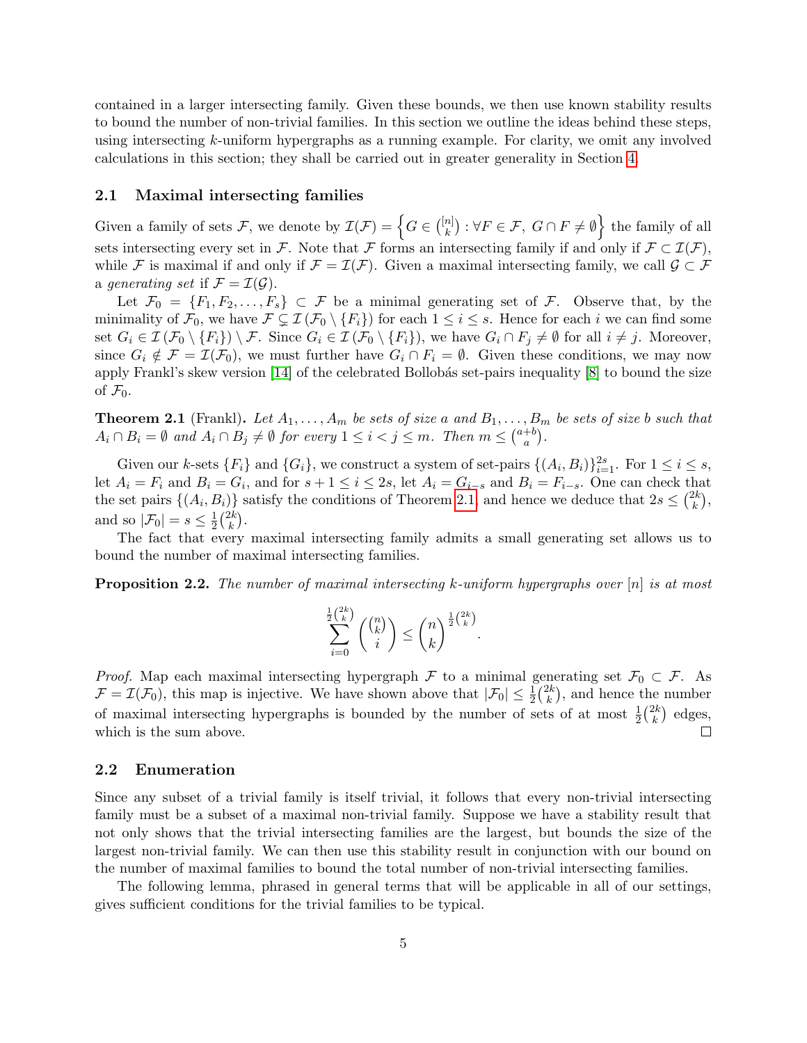contained in a larger intersecting family. Given these bounds, we then use known stability results to bound the number of non-trivial families. In this section we outline the ideas behind these steps, using intersecting $k$-uniform hypergraphs as a running example. For clarity, we omit any involved calculations in this section; they shall be carried out in greater generality in Section 4.

### 2.1 Maximal intersecting families

Given a family of sets $\mathcal{F}$, we denote by $\mathcal{I}(\mathcal{F}) = \left\{ G \in \binom{[n]}{k} : \forall F \in \mathcal{F},\ G \cap F \neq \emptyset \right\}$ the family of all sets intersecting every set in $\mathcal{F}$. Note that $\mathcal{F}$ forms an intersecting family if and only if $\mathcal{F} \subset \mathcal{I}(\mathcal{F})$, while $\mathcal{F}$ is maximal if and only if $\mathcal{F} = \mathcal{I}(\mathcal{F})$. Given a maximal intersecting family, we call $\mathcal{G} \subset \mathcal{F}$ a *generating set* if $\mathcal{F} = \mathcal{I}(\mathcal{G})$.

Let $\mathcal{F}_0 = \{F_1, F_2, \ldots, F_s\} \subset \mathcal{F}$ be a minimal generating set of $\mathcal{F}$. Observe that, by the minimality of $\mathcal{F}_0$, we have $\mathcal{F} \subsetneq \mathcal{I}(\mathcal{F}_0 \setminus \{F_i\})$ for each $1 \le i \le s$. Hence for each $i$ we can find some set $G_i \in \mathcal{I}(\mathcal{F}_0 \setminus \{F_i\}) \setminus \mathcal{F}$. Since $G_i \in \mathcal{I}(\mathcal{F}_0 \setminus \{F_i\})$, we have $G_i \cap F_j \neq \emptyset$ for all $i \neq j$. Moreover, since $G_i \notin \mathcal{F} = \mathcal{I}(\mathcal{F}_0)$, we must further have $G_i \cap F_i = \emptyset$. Given these conditions, we may now apply Frankl's skew version [14] of the celebrated Bollobás set-pairs inequality [8] to bound the size of $\mathcal{F}_0$.

**Theorem 2.1** (Frankl)**.** *Let $A_1, \ldots, A_m$ be sets of size $a$ and $B_1, \ldots, B_m$ be sets of size $b$ such that $A_i \cap B_i = \emptyset$ and $A_i \cap B_j \neq \emptyset$ for every $1 \le i < j \le m$. Then $m \le \binom{a+b}{a}$.*

Given our $k$-sets $\{F_i\}$ and $\{G_i\}$, we construct a system of set-pairs $\{(A_i, B_i)\}_{i=1}^{2s}$. For $1 \le i \le s$, let $A_i = F_i$ and $B_i = G_i$, and for $s+1 \le i \le 2s$, let $A_i = G_{i-s}$ and $B_i = F_{i-s}$. One can check that the set pairs $\{(A_i, B_i)\}$ satisfy the conditions of Theorem 2.1, and hence we deduce that $2s \le \binom{2k}{k}$, and so $|\mathcal{F}_0| = s \le \frac{1}{2}\binom{2k}{k}$.

The fact that every maximal intersecting family admits a small generating set allows us to bound the number of maximal intersecting families.

**Proposition 2.2.** *The number of maximal intersecting $k$-uniform hypergraphs over $[n]$ is at most*

$$\sum_{i=0}^{\frac{1}{2}\binom{2k}{k}} \binom{\binom{n}{k}}{i} \le \binom{n}{k}^{\frac{1}{2}\binom{2k}{k}}.$$

*Proof.* Map each maximal intersecting hypergraph $\mathcal{F}$ to a minimal generating set $\mathcal{F}_0 \subset \mathcal{F}$. As $\mathcal{F} = \mathcal{I}(\mathcal{F}_0)$, this map is injective. We have shown above that $|\mathcal{F}_0| \le \frac{1}{2}\binom{2k}{k}$, and hence the number of maximal intersecting hypergraphs is bounded by the number of sets of at most $\frac{1}{2}\binom{2k}{k}$ edges, which is the sum above. □

### 2.2 Enumeration

Since any subset of a trivial family is itself trivial, it follows that every non-trivial intersecting family must be a subset of a maximal non-trivial family. Suppose we have a stability result that not only shows that the trivial intersecting families are the largest, but bounds the size of the largest non-trivial family. We can then use this stability result in conjunction with our bound on the number of maximal families to bound the total number of non-trivial intersecting families.

The following lemma, phrased in general terms that will be applicable in all of our settings, gives sufficient conditions for the trivial families to be typical.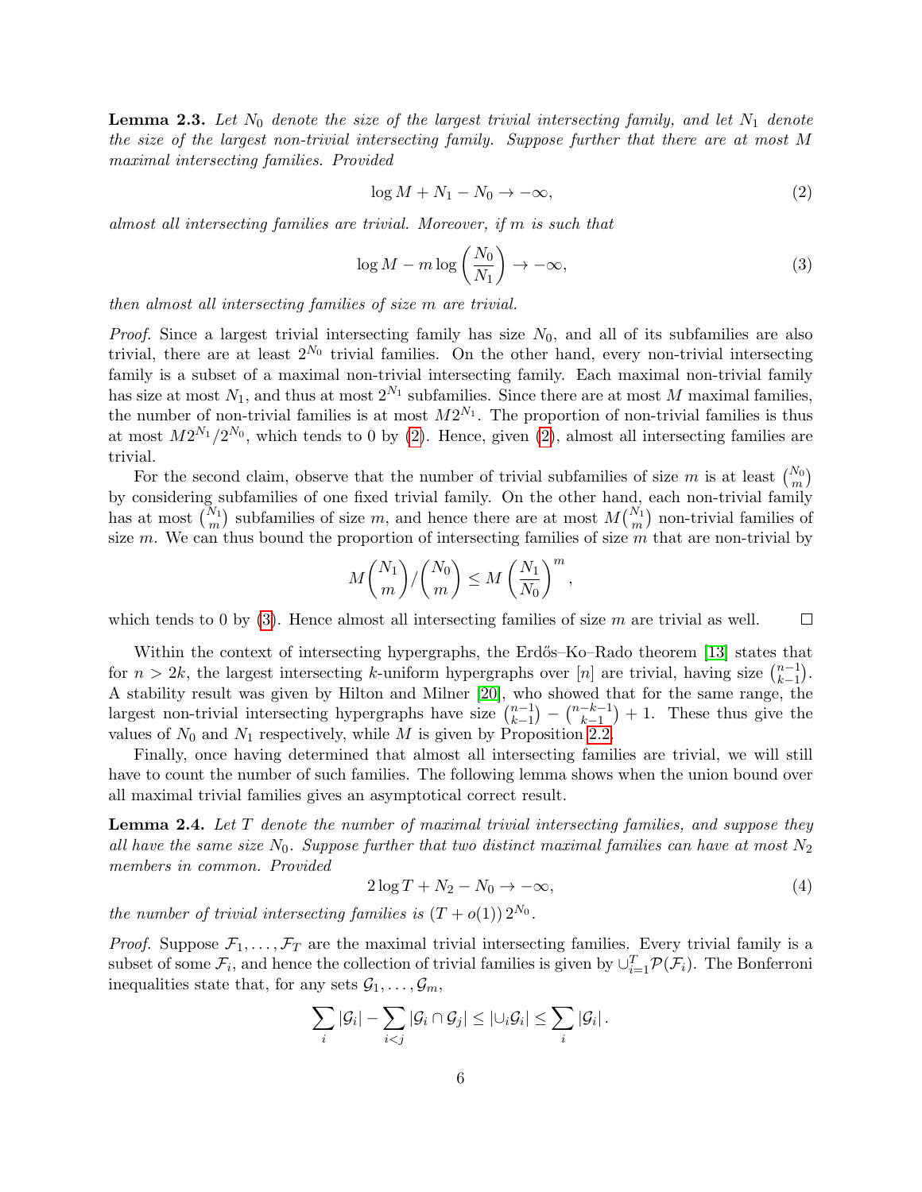**Lemma 2.3.** *Let $N_0$ denote the size of the largest trivial intersecting family, and let $N_1$ denote the size of the largest non-trivial intersecting family. Suppose further that there are at most $M$ maximal intersecting families. Provided*

$$\log M + N_1 - N_0 \to -\infty, \tag{2}$$

*almost all intersecting families are trivial. Moreover, if $m$ is such that*

$$\log M - m \log\left(\frac{N_0}{N_1}\right) \to -\infty, \tag{3}$$

*then almost all intersecting families of size $m$ are trivial.*

*Proof.* Since a largest trivial intersecting family has size $N_0$, and all of its subfamilies are also trivial, there are at least $2^{N_0}$ trivial families. On the other hand, every non-trivial intersecting family is a subset of a maximal non-trivial intersecting family. Each maximal non-trivial family has size at most $N_1$, and thus at most $2^{N_1}$ subfamilies. Since there are at most $M$ maximal families, the number of non-trivial families is at most $M2^{N_1}$. The proportion of non-trivial families is thus at most $M2^{N_1}/2^{N_0}$, which tends to 0 by (2). Hence, given (2), almost all intersecting families are trivial.

For the second claim, observe that the number of trivial subfamilies of size $m$ is at least $\binom{N_0}{m}$ by considering subfamilies of one fixed trivial family. On the other hand, each non-trivial family has at most $\binom{N_1}{m}$ subfamilies of size $m$, and hence there are at most $M\binom{N_1}{m}$ non-trivial families of size $m$. We can thus bound the proportion of intersecting families of size $m$ that are non-trivial by

$$M\binom{N_1}{m}\Big/\binom{N_0}{m} \le M\left(\frac{N_1}{N_0}\right)^m,$$

which tends to 0 by (3). Hence almost all intersecting families of size $m$ are trivial as well. $\square$

Within the context of intersecting hypergraphs, the Erdős–Ko–Rado theorem [13] states that for $n > 2k$, the largest intersecting $k$-uniform hypergraphs over $[n]$ are trivial, having size $\binom{n-1}{k-1}$. A stability result was given by Hilton and Milner [20], who showed that for the same range, the largest non-trivial intersecting hypergraphs have size $\binom{n-1}{k-1} - \binom{n-k-1}{k-1} + 1$. These thus give the values of $N_0$ and $N_1$ respectively, while $M$ is given by Proposition 2.2.

Finally, once having determined that almost all intersecting families are trivial, we will still have to count the number of such families. The following lemma shows when the union bound over all maximal trivial families gives an asymptotical correct result.

**Lemma 2.4.** *Let $T$ denote the number of maximal trivial intersecting families, and suppose they all have the same size $N_0$. Suppose further that two distinct maximal families can have at most $N_2$ members in common. Provided*

$$2\log T + N_2 - N_0 \to -\infty, \tag{4}$$

*the number of trivial intersecting families is $(T + o(1))\, 2^{N_0}$.*

*Proof.* Suppose $\mathcal{F}_1, \ldots, \mathcal{F}_T$ are the maximal trivial intersecting families. Every trivial family is a subset of some $\mathcal{F}_i$, and hence the collection of trivial families is given by $\cup_{i=1}^T \mathcal{P}(\mathcal{F}_i)$. The Bonferroni inequalities state that, for any sets $\mathcal{G}_1, \ldots, \mathcal{G}_m$,

$$\sum_i |\mathcal{G}_i| - \sum_{i<j} |\mathcal{G}_i \cap \mathcal{G}_j| \le |\cup_i \mathcal{G}_i| \le \sum_i |\mathcal{G}_i|.$$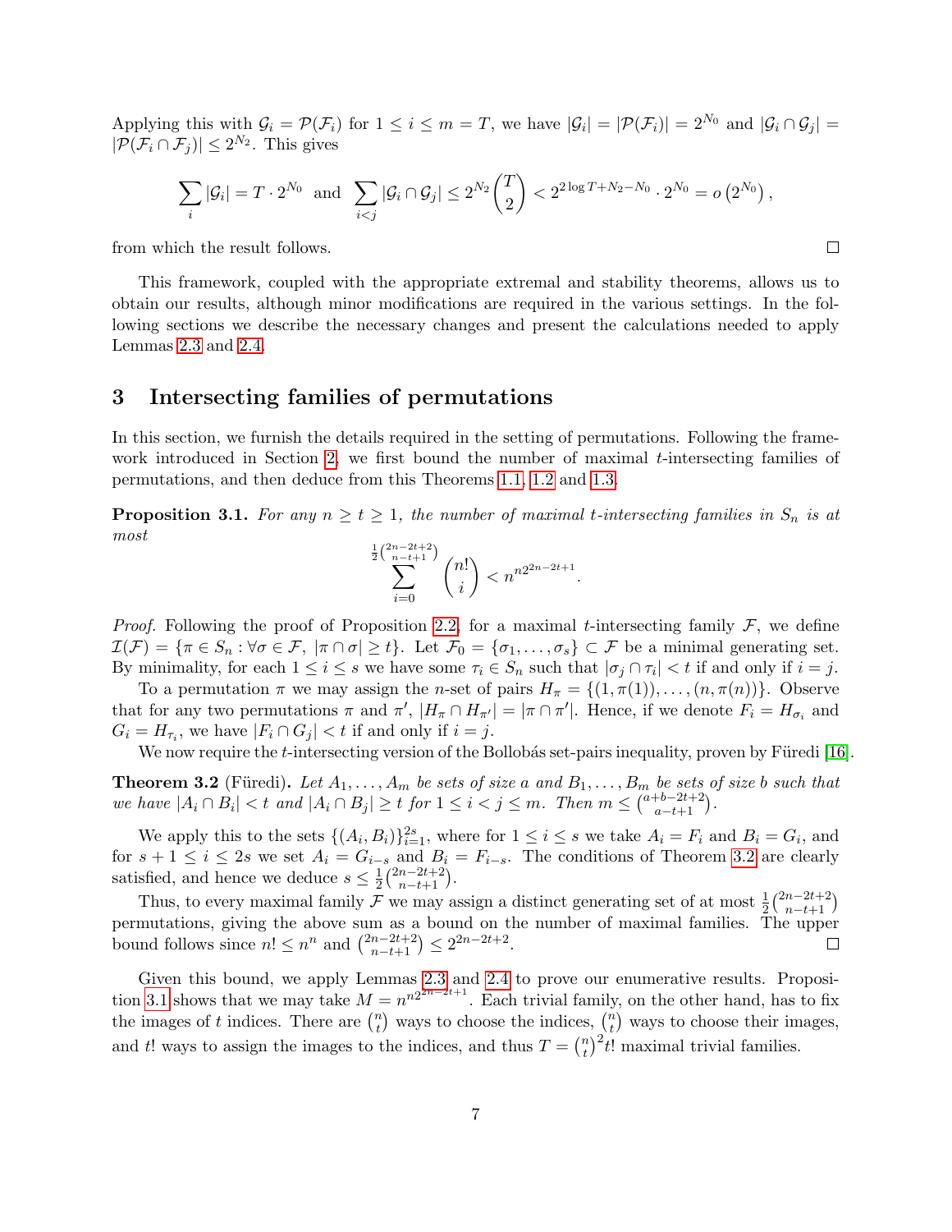Applying this with $\mathcal{G}_i = \mathcal{P}(\mathcal{F}_i)$ for $1 \le i \le m = T$, we have $|\mathcal{G}_i| = |\mathcal{P}(\mathcal{F}_i)| = 2^{N_0}$ and $|\mathcal{G}_i \cap \mathcal{G}_j| = |\mathcal{P}(\mathcal{F}_i \cap \mathcal{F}_j)| \le 2^{N_2}$. This gives

$$\sum_i |\mathcal{G}_i| = T \cdot 2^{N_0} \quad \text{and} \quad \sum_{i<j} |\mathcal{G}_i \cap \mathcal{G}_j| \le 2^{N_2}\binom{T}{2} < 2^{2\log T + N_2 - N_0} \cdot 2^{N_0} = o\left(2^{N_0}\right),$$

from which the result follows. ∎

This framework, coupled with the appropriate extremal and stability theorems, allows us to obtain our results, although minor modifications are required in the various settings. In the following sections we describe the necessary changes and present the calculations needed to apply Lemmas 2.3 and 2.4.

# 3 Intersecting families of permutations

In this section, we furnish the details required in the setting of permutations. Following the framework introduced in Section 2, we first bound the number of maximal $t$-intersecting families of permutations, and then deduce from this Theorems 1.1, 1.2 and 1.3.

**Proposition 3.1.** *For any $n \ge t \ge 1$, the number of maximal $t$-intersecting families in $S_n$ is at most*

$$\sum_{i=0}^{\frac{1}{2}\binom{2n-2t+2}{n-t+1}} \binom{n!}{i} < n^{n2^{2n-2t+1}}.$$

*Proof.* Following the proof of Proposition 2.2, for a maximal $t$-intersecting family $\mathcal{F}$, we define $\mathcal{I}(\mathcal{F}) = \{\pi \in S_n : \forall \sigma \in \mathcal{F},\ |\pi \cap \sigma| \ge t\}$. Let $\mathcal{F}_0 = \{\sigma_1, \ldots, \sigma_s\} \subset \mathcal{F}$ be a minimal generating set. By minimality, for each $1 \le i \le s$ we have some $\tau_i \in S_n$ such that $|\sigma_j \cap \tau_i| < t$ if and only if $i = j$.

To a permutation $\pi$ we may assign the $n$-set of pairs $H_\pi = \{(1, \pi(1)), \ldots, (n, \pi(n))\}$. Observe that for any two permutations $\pi$ and $\pi'$, $|H_\pi \cap H_{\pi'}| = |\pi \cap \pi'|$. Hence, if we denote $F_i = H_{\sigma_i}$ and $G_i = H_{\tau_i}$, we have $|F_i \cap G_j| < t$ if and only if $i = j$.

We now require the $t$-intersecting version of the Bollobás set-pairs inequality, proven by Füredi [16].

**Theorem 3.2** (Füredi)**.** *Let $A_1, \ldots, A_m$ be sets of size $a$ and $B_1, \ldots, B_m$ be sets of size $b$ such that we have $|A_i \cap B_i| < t$ and $|A_i \cap B_j| \ge t$ for $1 \le i < j \le m$. Then $m \le \binom{a+b-2t+2}{a-t+1}$.*

We apply this to the sets $\{(A_i, B_i)\}_{i=1}^{2s}$, where for $1 \le i \le s$ we take $A_i = F_i$ and $B_i = G_i$, and for $s+1 \le i \le 2s$ we set $A_i = G_{i-s}$ and $B_i = F_{i-s}$. The conditions of Theorem 3.2 are clearly satisfied, and hence we deduce $s \le \frac{1}{2}\binom{2n-2t+2}{n-t+1}$.

Thus, to every maximal family $\mathcal{F}$ we may assign a distinct generating set of at most $\frac{1}{2}\binom{2n-2t+2}{n-t+1}$ permutations, giving the above sum as a bound on the number of maximal families. The upper bound follows since $n! \le n^n$ and $\binom{2n-2t+2}{n-t+1} \le 2^{2n-2t+2}$. ∎

Given this bound, we apply Lemmas 2.3 and 2.4 to prove our enumerative results. Proposition 3.1 shows that we may take $M = n^{n2^{2n-2t+1}}$. Each trivial family, on the other hand, has to fix the images of $t$ indices. There are $\binom{n}{t}$ ways to choose the indices, $\binom{n}{t}$ ways to choose their images, and $t!$ ways to assign the images to the indices, and thus $T = \binom{n}{t}^2 t!$ maximal trivial families.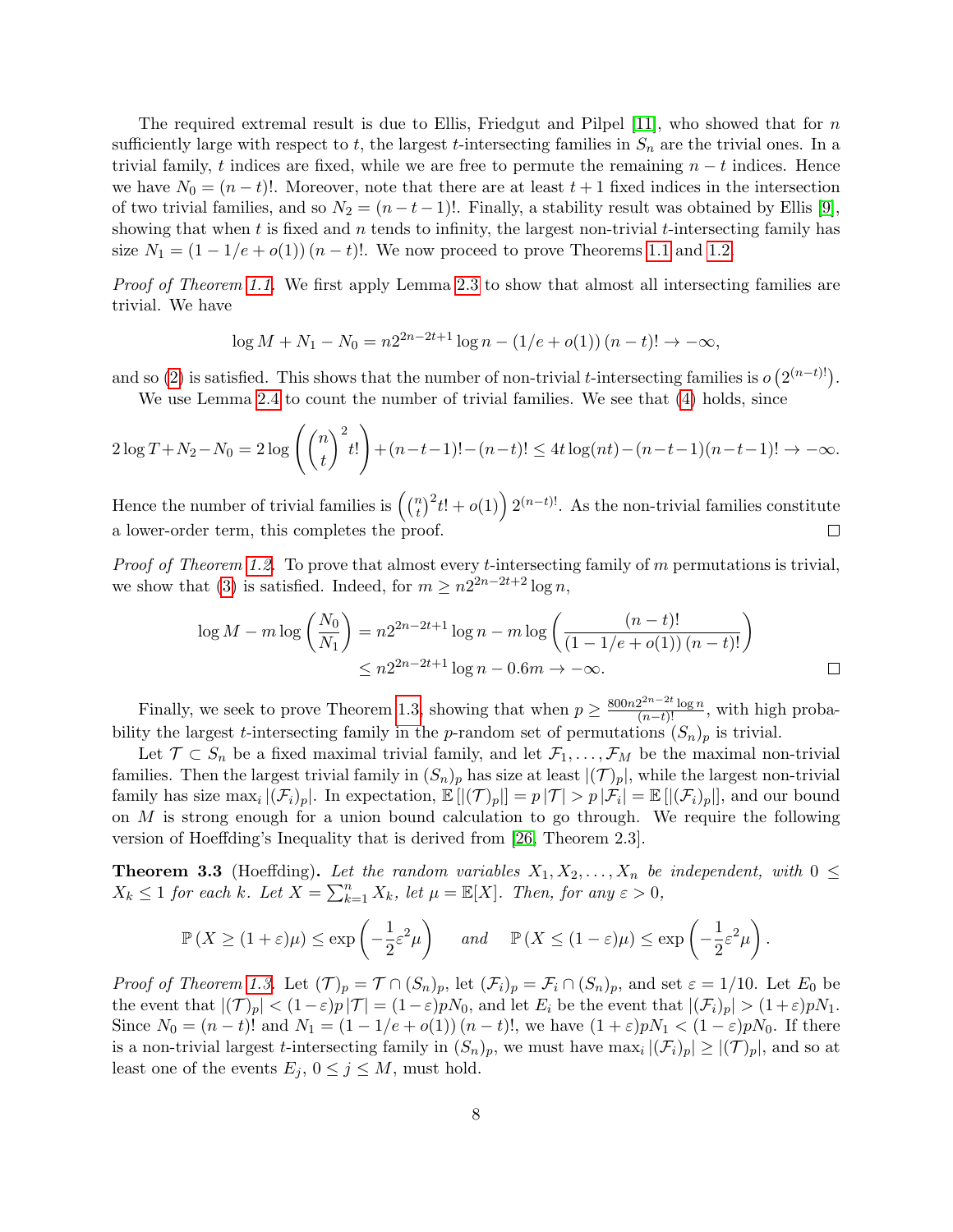The required extremal result is due to Ellis, Friedgut and Pilpel [11], who showed that for $n$ sufficiently large with respect to $t$, the largest $t$-intersecting families in $S_n$ are the trivial ones. In a trivial family, $t$ indices are fixed, while we are free to permute the remaining $n-t$ indices. Hence we have $N_0 = (n-t)!$. Moreover, note that there are at least $t+1$ fixed indices in the intersection of two trivial families, and so $N_2 = (n-t-1)!$. Finally, a stability result was obtained by Ellis [9], showing that when $t$ is fixed and $n$ tends to infinity, the largest non-trivial $t$-intersecting family has size $N_1 = (1 - 1/e + o(1))\,(n-t)!$. We now proceed to prove Theorems 1.1 and 1.2.

*Proof of Theorem 1.1.* We first apply Lemma 2.3 to show that almost all intersecting families are trivial. We have

$$\log M + N_1 - N_0 = n2^{2n-2t+1}\log n - (1/e + o(1))\,(n-t)! \to -\infty,$$

and so (2) is satisfied. This shows that the number of non-trivial $t$-intersecting families is $o\left(2^{(n-t)!}\right)$.

We use Lemma 2.4 to count the number of trivial families. We see that (4) holds, since

$$2\log T + N_2 - N_0 = 2\log\left(\binom{n}{t}^2 t!\right) + (n-t-1)! - (n-t)! \le 4t\log(nt) - (n-t-1)(n-t-1)! \to -\infty.$$

Hence the number of trivial families is $\left(\binom{n}{t}^2 t! + o(1)\right)2^{(n-t)!}$. As the non-trivial families constitute a lower-order term, this completes the proof. $\square$

*Proof of Theorem 1.2.* To prove that almost every $t$-intersecting family of $m$ permutations is trivial, we show that (3) is satisfied. Indeed, for $m \ge n2^{2n-2t+2}\log n$,

$$\begin{aligned}\log M - m\log\left(\frac{N_0}{N_1}\right) &= n2^{2n-2t+1}\log n - m\log\left(\frac{(n-t)!}{(1-1/e+o(1))\,(n-t)!}\right)\\ &\le n2^{2n-2t+1}\log n - 0.6m \to -\infty.\end{aligned}$$

$\square$

Finally, we seek to prove Theorem 1.3, showing that when $p \ge \frac{800n2^{2n-2t}\log n}{(n-t)!}$, with high probability the largest $t$-intersecting family in the $p$-random set of permutations $(S_n)_p$ is trivial.

Let $\mathcal{T} \subset S_n$ be a fixed maximal trivial family, and let $\mathcal{F}_1, \ldots, \mathcal{F}_M$ be the maximal non-trivial families. Then the largest trivial family in $(S_n)_p$ has size at least $|(\mathcal{T})_p|$, while the largest non-trivial family has size $\max_i |(\mathcal{F}_i)_p|$. In expectation, $\mathbb{E}\left[|(\mathcal{T})_p|\right] = p\,|\mathcal{T}| > p\,|\mathcal{F}_i| = \mathbb{E}\left[|(\mathcal{F}_i)_p|\right]$, and our bound on $M$ is strong enough for a union bound calculation to go through. We require the following version of Hoeffding's Inequality that is derived from [26, Theorem 2.3].

**Theorem 3.3** (Hoeffding). *Let the random variables $X_1, X_2, \ldots, X_n$ be independent, with $0 \le X_k \le 1$ for each $k$. Let $X = \sum_{k=1}^n X_k$, let $\mu = \mathbb{E}[X]$. Then, for any $\varepsilon > 0$,*

$$\mathbb{P}\left(X \ge (1+\varepsilon)\mu\right) \le \exp\left(-\frac{1}{2}\varepsilon^2\mu\right) \quad \text{and} \quad \mathbb{P}\left(X \le (1-\varepsilon)\mu\right) \le \exp\left(-\frac{1}{2}\varepsilon^2\mu\right).$$

*Proof of Theorem 1.3.* Let $(\mathcal{T})_p = \mathcal{T} \cap (S_n)_p$, let $(\mathcal{F}_i)_p = \mathcal{F}_i \cap (S_n)_p$, and set $\varepsilon = 1/10$. Let $E_0$ be the event that $|(\mathcal{T})_p| < (1-\varepsilon)p\,|\mathcal{T}| = (1-\varepsilon)pN_0$, and let $E_i$ be the event that $|(\mathcal{F}_i)_p| > (1+\varepsilon)pN_1$. Since $N_0 = (n-t)!$ and $N_1 = (1-1/e+o(1))\,(n-t)!$, we have $(1+\varepsilon)pN_1 < (1-\varepsilon)pN_0$. If there is a non-trivial largest $t$-intersecting family in $(S_n)_p$, we must have $\max_i |(\mathcal{F}_i)_p| \ge |(\mathcal{T})_p|$, and so at least one of the events $E_j$, $0 \le j \le M$, must hold.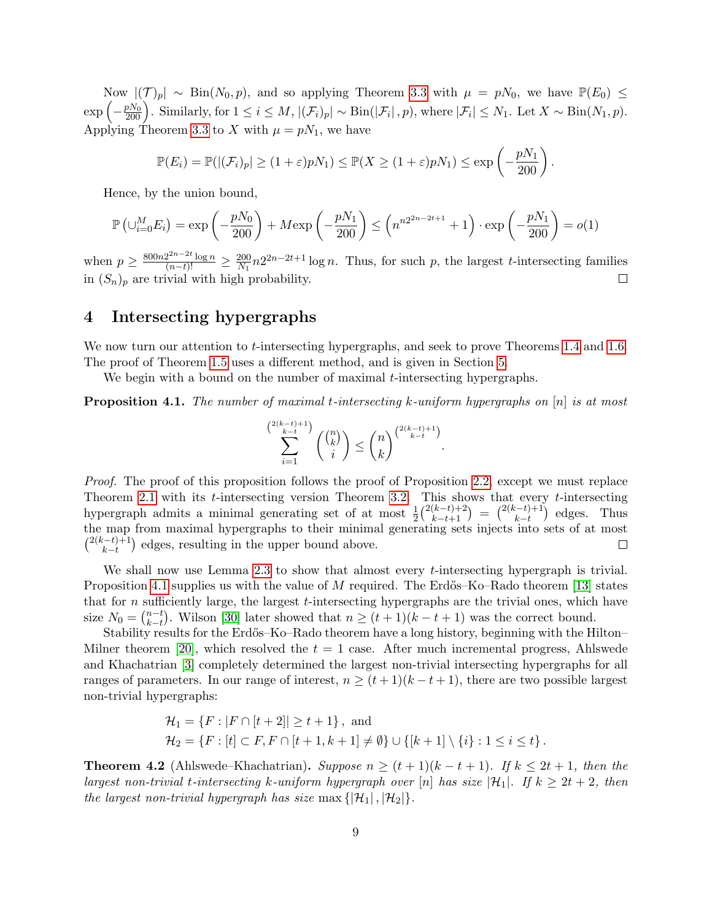Now $|(\mathcal{T})_p| \sim \text{Bin}(N_0, p)$, and so applying Theorem 3.3 with $\mu = pN_0$, we have $\mathbb{P}(E_0) \leq \exp\left(-\frac{pN_0}{200}\right)$. Similarly, for $1 \leq i \leq M$, $|(\mathcal{F}_i)_p| \sim \text{Bin}(|\mathcal{F}_i|, p)$, where $|\mathcal{F}_i| \leq N_1$. Let $X \sim \text{Bin}(N_1, p)$. Applying Theorem 3.3 to $X$ with $\mu = pN_1$, we have

$$\mathbb{P}(E_i) = \mathbb{P}(|(\mathcal{F}_i)_p| \geq (1+\varepsilon)pN_1) \leq \mathbb{P}(X \geq (1+\varepsilon)pN_1) \leq \exp\left(-\frac{pN_1}{200}\right).$$

Hence, by the union bound,

$$\mathbb{P}\left(\cup_{i=0}^{M} E_i\right) = \exp\left(-\frac{pN_0}{200}\right) + M\exp\left(-\frac{pN_1}{200}\right) \leq \left(n^{n2^{2n-2t+1}} + 1\right) \cdot \exp\left(-\frac{pN_1}{200}\right) = o(1)$$

when $p \geq \frac{800n2^{2n-2t}\log n}{(n-t)!} \geq \frac{200}{N_1} n2^{2n-2t+1}\log n$. Thus, for such $p$, the largest $t$-intersecting families in $(S_n)_p$ are trivial with high probability. $\square$

# 4 Intersecting hypergraphs

We now turn our attention to $t$-intersecting hypergraphs, and seek to prove Theorems 1.4 and 1.6. The proof of Theorem 1.5 uses a different method, and is given in Section 5.

We begin with a bound on the number of maximal $t$-intersecting hypergraphs.

**Proposition 4.1.** *The number of maximal $t$-intersecting $k$-uniform hypergraphs on $[n]$ is at most*

$$\sum_{i=1}^{\binom{2(k-t)+1}{k-t}} \binom{\binom{n}{k}}{i} \leq \binom{n}{k}^{\binom{2(k-t)+1}{k-t}}.$$

*Proof.* The proof of this proposition follows the proof of Proposition 2.2, except we must replace Theorem 2.1 with its $t$-intersecting version Theorem 3.2. This shows that every $t$-intersecting hypergraph admits a minimal generating set of at most $\frac{1}{2}\binom{2(k-t)+2}{k-t+1} = \binom{2(k-t)+1}{k-t}$ edges. Thus the map from maximal hypergraphs to their minimal generating sets injects into sets of at most $\binom{2(k-t)+1}{k-t}$ edges, resulting in the upper bound above. $\square$

We shall now use Lemma 2.3 to show that almost every $t$-intersecting hypergraph is trivial. Proposition 4.1 supplies us with the value of $M$ required. The Erdős–Ko–Rado theorem [13] states that for $n$ sufficiently large, the largest $t$-intersecting hypergraphs are the trivial ones, which have size $N_0 = \binom{n-t}{k-t}$. Wilson [30] later showed that $n \geq (t+1)(k-t+1)$ was the correct bound.

Stability results for the Erdős–Ko–Rado theorem have a long history, beginning with the Hilton–Milner theorem [20], which resolved the $t = 1$ case. After much incremental progress, Ahlswede and Khachatrian [3] completely determined the largest non-trivial intersecting hypergraphs for all ranges of parameters. In our range of interest, $n \geq (t+1)(k-t+1)$, there are two possible largest non-trivial hypergraphs:

$$\mathcal{H}_1 = \{F : |F \cap [t+2]| \geq t+1\}, \text{ and}$$
$$\mathcal{H}_2 = \{F : [t] \subset F, F \cap [t+1, k+1] \neq \emptyset\} \cup \{[k+1] \setminus \{i\} : 1 \leq i \leq t\}.$$

**Theorem 4.2** (Ahlswede–Khachatrian)**.** *Suppose $n \geq (t+1)(k-t+1)$. If $k \leq 2t+1$, then the largest non-trivial $t$-intersecting $k$-uniform hypergraph over $[n]$ has size $|\mathcal{H}_1|$. If $k \geq 2t+2$, then the largest non-trivial hypergraph has size $\max\{|\mathcal{H}_1|, |\mathcal{H}_2|\}$.*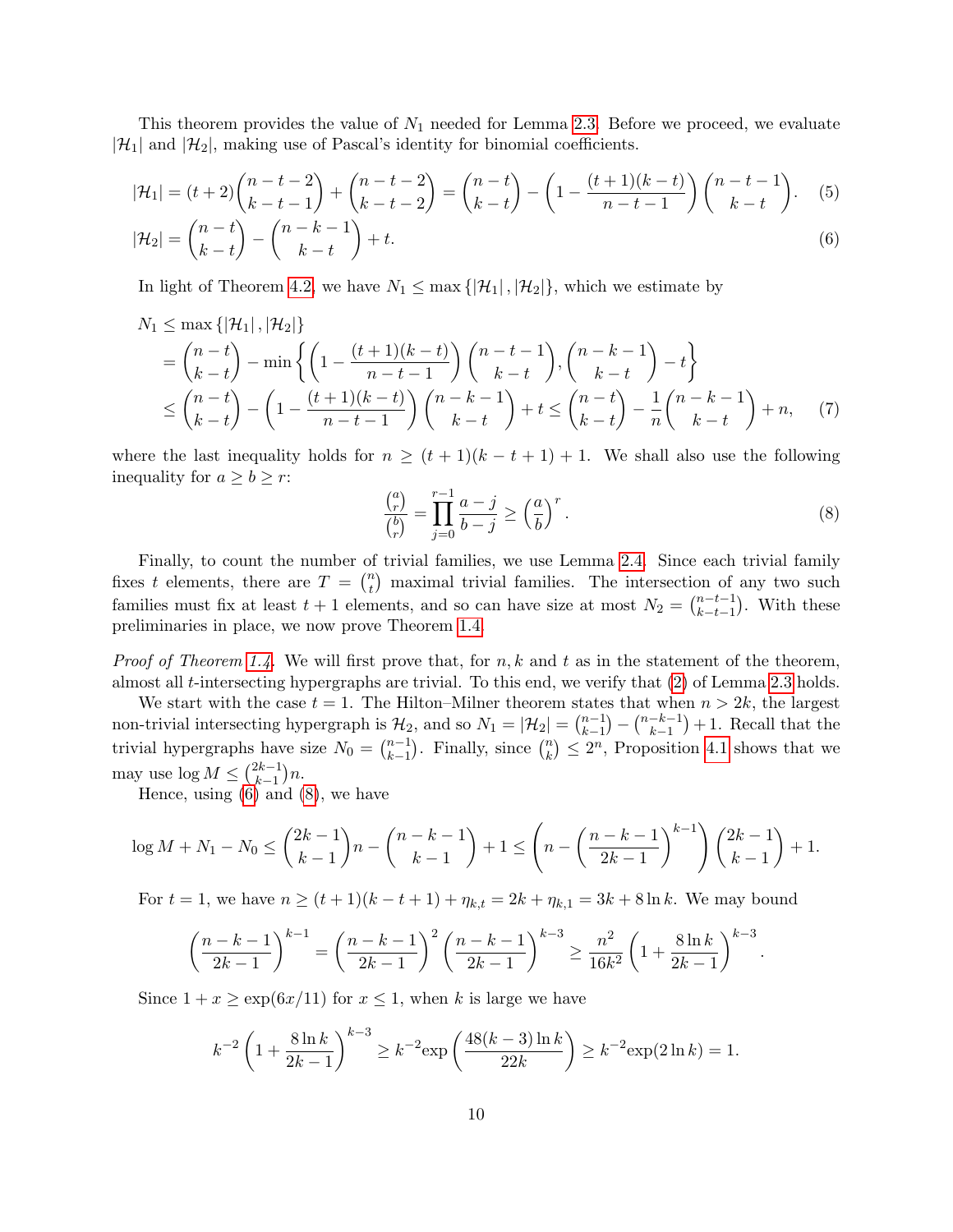This theorem provides the value of $N_1$ needed for Lemma 2.3. Before we proceed, we evaluate $|\mathcal{H}_1|$ and $|\mathcal{H}_2|$, making use of Pascal's identity for binomial coefficients.

$$|\mathcal{H}_1| = (t+2)\binom{n-t-2}{k-t-1} + \binom{n-t-2}{k-t-2} = \binom{n-t}{k-t} - \left(1 - \frac{(t+1)(k-t)}{n-t-1}\right)\binom{n-t-1}{k-t}. \tag{5}$$

$$|\mathcal{H}_2| = \binom{n-t}{k-t} - \binom{n-k-1}{k-t} + t. \tag{6}$$

In light of Theorem 4.2, we have $N_1 \le \max\{|\mathcal{H}_1|, |\mathcal{H}_2|\}$, which we estimate by

$$\begin{aligned}
N_1 &\le \max\{|\mathcal{H}_1|, |\mathcal{H}_2|\} \\
&= \binom{n-t}{k-t} - \min\left\{\left(1 - \frac{(t+1)(k-t)}{n-t-1}\right)\binom{n-t-1}{k-t}, \binom{n-k-1}{k-t} - t\right\} \\
&\le \binom{n-t}{k-t} - \left(1 - \frac{(t+1)(k-t)}{n-t-1}\right)\binom{n-k-1}{k-t} + t \le \binom{n-t}{k-t} - \frac{1}{n}\binom{n-k-1}{k-t} + n,
\end{aligned} \tag{7}$$

where the last inequality holds for $n \ge (t+1)(k-t+1)+1$. We shall also use the following inequality for $a \ge b \ge r$:

$$\frac{\binom{a}{r}}{\binom{b}{r}} = \prod_{j=0}^{r-1} \frac{a-j}{b-j} \ge \left(\frac{a}{b}\right)^r. \tag{8}$$

Finally, to count the number of trivial families, we use Lemma 2.4. Since each trivial family fixes $t$ elements, there are $T = \binom{n}{t}$ maximal trivial families. The intersection of any two such families must fix at least $t+1$ elements, and so can have size at most $N_2 = \binom{n-t-1}{k-t-1}$. With these preliminaries in place, we now prove Theorem 1.4.

*Proof of Theorem 1.4.* We will first prove that, for $n, k$ and $t$ as in the statement of the theorem, almost all $t$-intersecting hypergraphs are trivial. To this end, we verify that (2) of Lemma 2.3 holds.

We start with the case $t = 1$. The Hilton–Milner theorem states that when $n > 2k$, the largest non-trivial intersecting hypergraph is $\mathcal{H}_2$, and so $N_1 = |\mathcal{H}_2| = \binom{n-1}{k-1} - \binom{n-k-1}{k-1} + 1$. Recall that the trivial hypergraphs have size $N_0 = \binom{n-1}{k-1}$. Finally, since $\binom{n}{k} \le 2^n$, Proposition 4.1 shows that we may use $\log M \le \binom{2k-1}{k-1} n$.

Hence, using (6) and (8), we have

$$\log M + N_1 - N_0 \le \binom{2k-1}{k-1} n - \binom{n-k-1}{k-1} + 1 \le \left(n - \left(\frac{n-k-1}{2k-1}\right)^{k-1}\right)\binom{2k-1}{k-1} + 1.$$

For $t = 1$, we have $n \ge (t+1)(k-t+1) + \eta_{k,t} = 2k + \eta_{k,1} = 3k + 8\ln k$. We may bound

$$\left(\frac{n-k-1}{2k-1}\right)^{k-1} = \left(\frac{n-k-1}{2k-1}\right)^2 \left(\frac{n-k-1}{2k-1}\right)^{k-3} \ge \frac{n^2}{16k^2}\left(1 + \frac{8\ln k}{2k-1}\right)^{k-3}.$$

Since $1 + x \ge \exp(6x/11)$ for $x \le 1$, when $k$ is large we have

$$k^{-2}\left(1 + \frac{8\ln k}{2k-1}\right)^{k-3} \ge k^{-2}\exp\left(\frac{48(k-3)\ln k}{22k}\right) \ge k^{-2}\exp(2\ln k) = 1.$$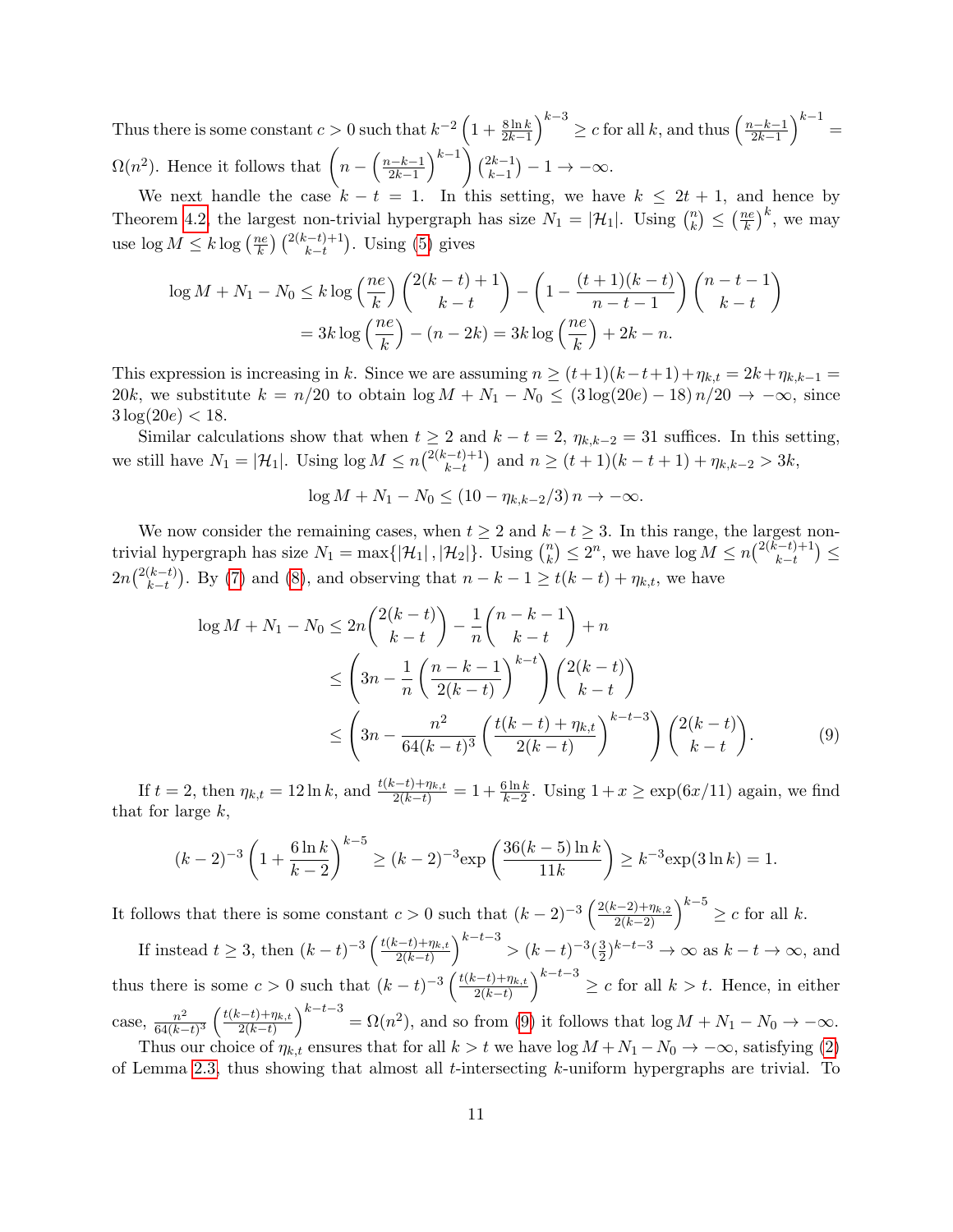Thus there is some constant $c > 0$ such that $k^{-2}\left(1 + \frac{8\ln k}{2k-1}\right)^{k-3} \geq c$ for all $k$, and thus $\left(\frac{n-k-1}{2k-1}\right)^{k-1} = \Omega(n^2)$. Hence it follows that $\left(n - \left(\frac{n-k-1}{2k-1}\right)^{k-1}\right)\binom{2k-1}{k-1} - 1 \to -\infty$.

We next handle the case $k - t = 1$. In this setting, we have $k \leq 2t+1$, and hence by Theorem 4.2, the largest non-trivial hypergraph has size $N_1 = |\mathcal{H}_1|$. Using $\binom{n}{k} \leq \left(\frac{ne}{k}\right)^k$, we may use $\log M \leq k \log\left(\frac{ne}{k}\right)\binom{2(k-t)+1}{k-t}$. Using (5) gives

$$\log M + N_1 - N_0 \leq k\log\left(\frac{ne}{k}\right)\binom{2(k-t)+1}{k-t} - \left(1 - \frac{(t+1)(k-t)}{n-t-1}\right)\binom{n-t-1}{k-t}$$
$$= 3k\log\left(\frac{ne}{k}\right) - (n-2k) = 3k\log\left(\frac{ne}{k}\right) + 2k - n.$$

This expression is increasing in $k$. Since we are assuming $n \geq (t+1)(k-t+1) + \eta_{k,t} = 2k + \eta_{k,k-1} = 20k$, we substitute $k = n/20$ to obtain $\log M + N_1 - N_0 \leq (3\log(20e) - 18)\, n/20 \to -\infty$, since $3\log(20e) < 18$.

Similar calculations show that when $t \geq 2$ and $k - t = 2$, $\eta_{k,k-2} = 31$ suffices. In this setting, we still have $N_1 = |\mathcal{H}_1|$. Using $\log M \leq n\binom{2(k-t)+1}{k-t}$ and $n \geq (t+1)(k-t+1) + \eta_{k,k-2} > 3k$,

$$\log M + N_1 - N_0 \leq (10 - \eta_{k,k-2}/3)\, n \to -\infty.$$

We now consider the remaining cases, when $t \geq 2$ and $k - t \geq 3$. In this range, the largest non-trivial hypergraph has size $N_1 = \max\{|\mathcal{H}_1|, |\mathcal{H}_2|\}$. Using $\binom{n}{k} \leq 2^n$, we have $\log M \leq n\binom{2(k-t)+1}{k-t} \leq 2n\binom{2(k-t)}{k-t}$. By (7) and (8), and observing that $n - k - 1 \geq t(k-t) + \eta_{k,t}$, we have

$$\begin{aligned}
\log M + N_1 - N_0 &\leq 2n\binom{2(k-t)}{k-t} - \frac{1}{n}\binom{n-k-1}{k-t} + n \\
&\leq \left(3n - \frac{1}{n}\left(\frac{n-k-1}{2(k-t)}\right)^{k-t}\right)\binom{2(k-t)}{k-t} \\
&\leq \left(3n - \frac{n^2}{64(k-t)^3}\left(\frac{t(k-t)+\eta_{k,t}}{2(k-t)}\right)^{k-t-3}\right)\binom{2(k-t)}{k-t}. \qquad (9)
\end{aligned}$$

If $t = 2$, then $\eta_{k,t} = 12\ln k$, and $\frac{t(k-t)+\eta_{k,t}}{2(k-t)} = 1 + \frac{6\ln k}{k-2}$. Using $1 + x \geq \exp(6x/11)$ again, we find that for large $k$,

$$(k-2)^{-3}\left(1 + \frac{6\ln k}{k-2}\right)^{k-5} \geq (k-2)^{-3}\exp\left(\frac{36(k-5)\ln k}{11k}\right) \geq k^{-3}\exp(3\ln k) = 1.$$

It follows that there is some constant $c > 0$ such that $(k-2)^{-3}\left(\frac{2(k-2)+\eta_{k,2}}{2(k-2)}\right)^{k-5} \geq c$ for all $k$.

If instead $t \geq 3$, then $(k-t)^{-3}\left(\frac{t(k-t)+\eta_{k,t}}{2(k-t)}\right)^{k-t-3} > (k-t)^{-3}(\frac{3}{2})^{k-t-3} \to \infty$ as $k - t \to \infty$, and thus there is some $c > 0$ such that $(k-t)^{-3}\left(\frac{t(k-t)+\eta_{k,t}}{2(k-t)}\right)^{k-t-3} \geq c$ for all $k > t$. Hence, in either case, $\frac{n^2}{64(k-t)^3}\left(\frac{t(k-t)+\eta_{k,t}}{2(k-t)}\right)^{k-t-3} = \Omega(n^2)$, and so from (9) it follows that $\log M + N_1 - N_0 \to -\infty$.

Thus our choice of $\eta_{k,t}$ ensures that for all $k > t$ we have $\log M + N_1 - N_0 \to -\infty$, satisfying (2) of Lemma 2.3, thus showing that almost all $t$-intersecting $k$-uniform hypergraphs are trivial. To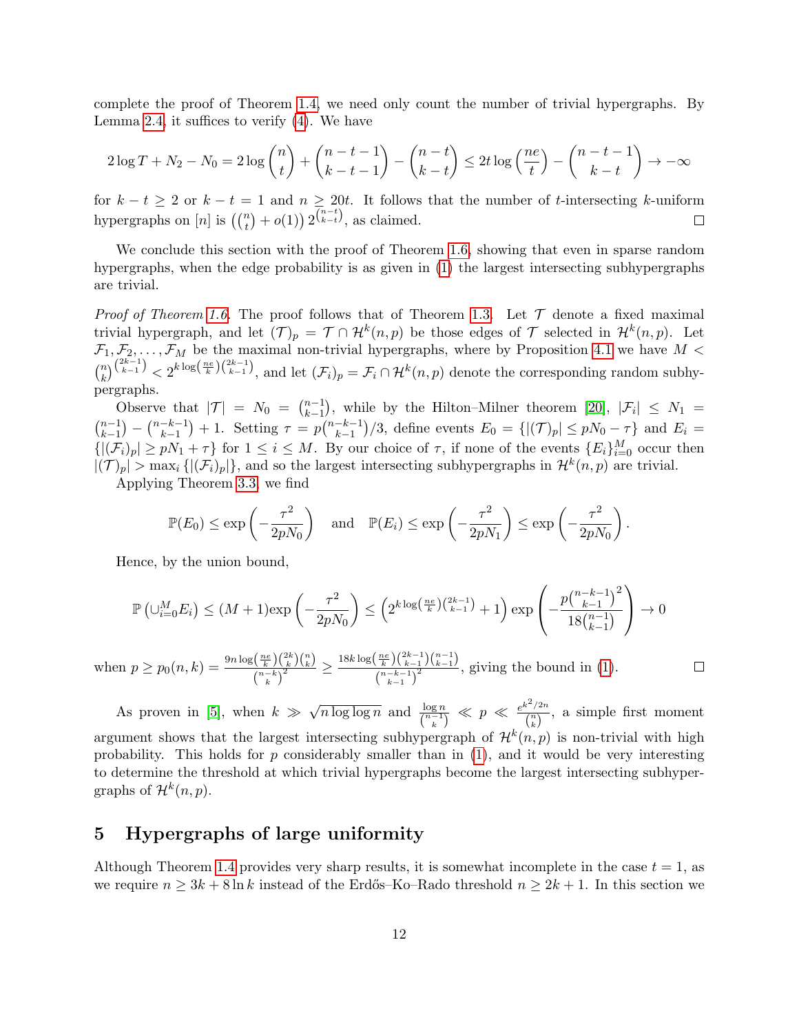complete the proof of Theorem 1.4, we need only count the number of trivial hypergraphs. By Lemma 2.4, it suffices to verify (4). We have

$$2\log T + N_2 - N_0 = 2\log\binom{n}{t} + \binom{n-t-1}{k-t-1} - \binom{n-t}{k-t} \leq 2t\log\left(\frac{ne}{t}\right) - \binom{n-t-1}{k-t} \to -\infty$$

for $k-t \geq 2$ or $k-t=1$ and $n \geq 20t$. It follows that the number of $t$-intersecting $k$-uniform hypergraphs on $[n]$ is $\left(\binom{n}{t}+o(1)\right)2^{\binom{n-t}{k-t}}$, as claimed. □

We conclude this section with the proof of Theorem 1.6, showing that even in sparse random hypergraphs, when the edge probability is as given in (1) the largest intersecting subhypergraphs are trivial.

*Proof of Theorem 1.6.* The proof follows that of Theorem 1.3. Let $\mathcal{T}$ denote a fixed maximal trivial hypergraph, and let $(\mathcal{T})_p = \mathcal{T} \cap \mathcal{H}^k(n,p)$ be those edges of $\mathcal{T}$ selected in $\mathcal{H}^k(n,p)$. Let $\mathcal{F}_1, \mathcal{F}_2, \ldots, \mathcal{F}_M$ be the maximal non-trivial hypergraphs, where by Proposition 4.1 we have $M < \binom{n}{k}^{\binom{2k-1}{k-1}} < 2^{k\log\left(\frac{ne}{k}\right)\binom{2k-1}{k-1}}$, and let $(\mathcal{F}_i)_p = \mathcal{F}_i \cap \mathcal{H}^k(n,p)$ denote the corresponding random subhypergraphs.

Observe that $|\mathcal{T}| = N_0 = \binom{n-1}{k-1}$, while by the Hilton–Milner theorem [20], $|\mathcal{F}_i| \leq N_1 = \binom{n-1}{k-1} - \binom{n-k-1}{k-1} + 1$. Setting $\tau = p\binom{n-k-1}{k-1}/3$, define events $E_0 = \{|(\mathcal{T})_p| \leq pN_0 - \tau\}$ and $E_i = \{|(\mathcal{F}_i)_p| \geq pN_1 + \tau\}$ for $1 \leq i \leq M$. By our choice of $\tau$, if none of the events $\{E_i\}_{i=0}^M$ occur then $|(\mathcal{T})_p| > \max_i\{|(\mathcal{F}_i)_p|\}$, and so the largest intersecting subhypergraphs in $\mathcal{H}^k(n,p)$ are trivial.

Applying Theorem 3.3, we find

$$\mathbb{P}(E_0) \leq \exp\left(-\frac{\tau^2}{2pN_0}\right) \quad \text{and} \quad \mathbb{P}(E_i) \leq \exp\left(-\frac{\tau^2}{2pN_1}\right) \leq \exp\left(-\frac{\tau^2}{2pN_0}\right).$$

Hence, by the union bound,

$$\mathbb{P}\left(\cup_{i=0}^M E_i\right) \leq (M+1)\exp\left(-\frac{\tau^2}{2pN_0}\right) \leq \left(2^{k\log\left(\frac{ne}{k}\right)\binom{2k-1}{k-1}}+1\right)\exp\left(-\frac{p\binom{n-k-1}{k-1}^2}{18\binom{n-1}{k-1}}\right) \to 0$$

when $p \geq p_0(n,k) = \frac{9n\log\left(\frac{ne}{k}\right)\binom{2k}{k}\binom{n}{k}}{\binom{n-k}{k}^2} \geq \frac{18k\log\left(\frac{ne}{k}\right)\binom{2k-1}{k-1}\binom{n-1}{k-1}}{\binom{n-k-1}{k-1}^2}$, giving the bound in (1). □

As proven in [5], when $k \gg \sqrt{n\log\log n}$ and $\frac{\log n}{\binom{n-1}{k}} \ll p \ll \frac{e^{k^2/2n}}{\binom{n}{k}}$, a simple first moment argument shows that the largest intersecting subhypergraph of $\mathcal{H}^k(n,p)$ is non-trivial with high probability. This holds for $p$ considerably smaller than in (1), and it would be very interesting to determine the threshold at which trivial hypergraphs become the largest intersecting subhypergraphs of $\mathcal{H}^k(n,p)$.

# 5 Hypergraphs of large uniformity

Although Theorem 1.4 provides very sharp results, it is somewhat incomplete in the case $t=1$, as we require $n \geq 3k + 8\ln k$ instead of the Erdős–Ko–Rado threshold $n \geq 2k+1$. In this section we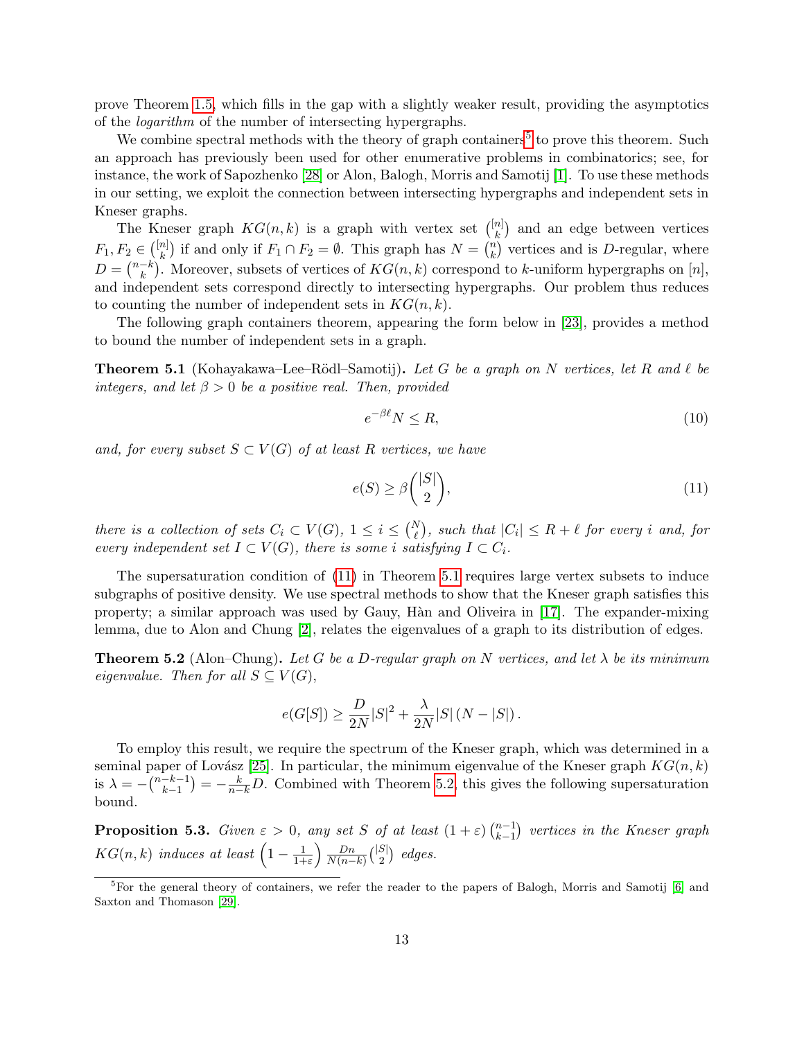prove Theorem 1.5, which fills in the gap with a slightly weaker result, providing the asymptotics of the *logarithm* of the number of intersecting hypergraphs.

We combine spectral methods with the theory of graph containers[5] to prove this theorem. Such an approach has previously been used for other enumerative problems in combinatorics; see, for instance, the work of Sapozhenko [28] or Alon, Balogh, Morris and Samotij [1]. To use these methods in our setting, we exploit the connection between intersecting hypergraphs and independent sets in Kneser graphs.

The Kneser graph $KG(n,k)$ is a graph with vertex set $\binom{[n]}{k}$ and an edge between vertices $F_1, F_2 \in \binom{[n]}{k}$ if and only if $F_1 \cap F_2 = \emptyset$. This graph has $N = \binom{n}{k}$ vertices and is $D$-regular, where $D = \binom{n-k}{k}$. Moreover, subsets of vertices of $KG(n,k)$ correspond to $k$-uniform hypergraphs on $[n]$, and independent sets correspond directly to intersecting hypergraphs. Our problem thus reduces to counting the number of independent sets in $KG(n,k)$.

The following graph containers theorem, appearing the form below in [23], provides a method to bound the number of independent sets in a graph.

**Theorem 5.1** (Kohayakawa–Lee–Rödl–Samotij)**.** *Let $G$ be a graph on $N$ vertices, let $R$ and $\ell$ be integers, and let $\beta > 0$ be a positive real. Then, provided*

$$e^{-\beta \ell} N \leq R, \tag{10}$$

*and, for every subset $S \subset V(G)$ of at least $R$ vertices, we have*

$$e(S) \geq \beta \binom{|S|}{2}, \tag{11}$$

*there is a collection of sets $C_i \subset V(G)$, $1 \leq i \leq \binom{N}{\ell}$, such that $|C_i| \leq R + \ell$ for every $i$ and, for every independent set $I \subset V(G)$, there is some $i$ satisfying $I \subset C_i$.*

The supersaturation condition of (11) in Theorem 5.1 requires large vertex subsets to induce subgraphs of positive density. We use spectral methods to show that the Kneser graph satisfies this property; a similar approach was used by Gauy, Hàn and Oliveira in [17]. The expander-mixing lemma, due to Alon and Chung [2], relates the eigenvalues of a graph to its distribution of edges.

**Theorem 5.2** (Alon–Chung)**.** *Let $G$ be a $D$-regular graph on $N$ vertices, and let $\lambda$ be its minimum eigenvalue. Then for all $S \subseteq V(G)$,*

$$e(G[S]) \geq \frac{D}{2N}|S|^2 + \frac{\lambda}{2N}|S|\left(N - |S|\right).$$

To employ this result, we require the spectrum of the Kneser graph, which was determined in a seminal paper of Lovász [25]. In particular, the minimum eigenvalue of the Kneser graph $KG(n,k)$ is $\lambda = -\binom{n-k-1}{k-1} = -\frac{k}{n-k}D$. Combined with Theorem 5.2, this gives the following supersaturation bound.

**Proposition 5.3.** *Given $\varepsilon > 0$, any set $S$ of at least $(1+\varepsilon)\binom{n-1}{k-1}$ vertices in the Kneser graph $KG(n,k)$ induces at least $\left(1 - \frac{1}{1+\varepsilon}\right)\frac{Dn}{N(n-k)}\binom{|S|}{2}$ edges.*

[5] For the general theory of containers, we refer the reader to the papers of Balogh, Morris and Samotij [6] and Saxton and Thomason [29].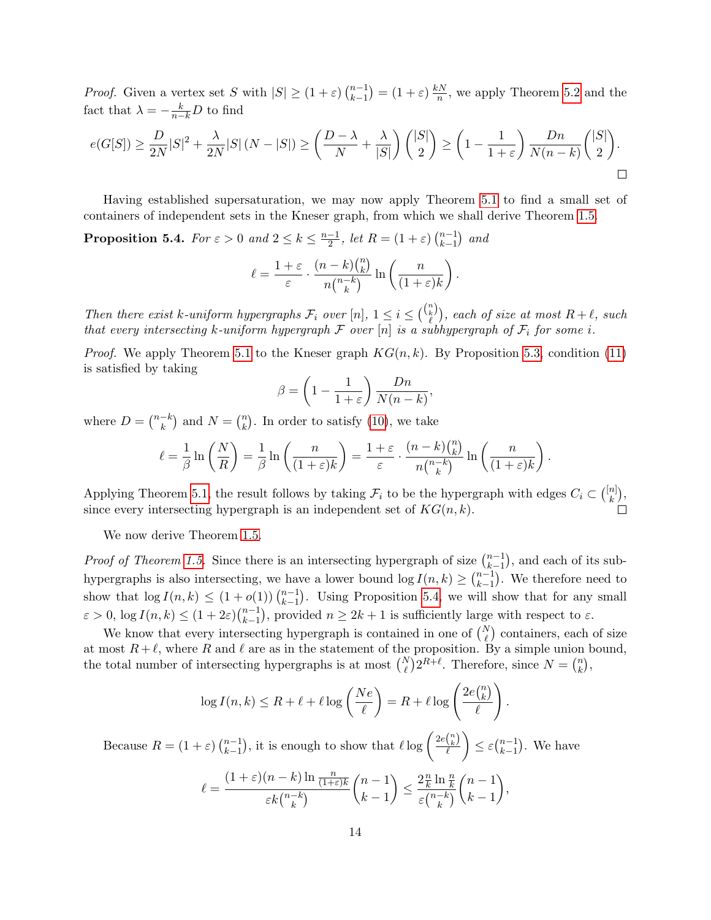*Proof.* Given a vertex set $S$ with $|S| \geq (1+\varepsilon)\binom{n-1}{k-1} = (1+\varepsilon)\frac{kN}{n}$, we apply Theorem 5.2 and the fact that $\lambda = -\frac{k}{n-k}D$ to find

$$e(G[S]) \geq \frac{D}{2N}|S|^2 + \frac{\lambda}{2N}|S|(N-|S|) \geq \left(\frac{D-\lambda}{N} + \frac{\lambda}{|S|}\right)\binom{|S|}{2} \geq \left(1 - \frac{1}{1+\varepsilon}\right)\frac{Dn}{N(n-k)}\binom{|S|}{2}.$$

□

Having established supersaturation, we may now apply Theorem 5.1 to find a small set of containers of independent sets in the Kneser graph, from which we shall derive Theorem 1.5.

**Proposition 5.4.** *For $\varepsilon > 0$ and $2 \leq k \leq \frac{n-1}{2}$, let $R = (1+\varepsilon)\binom{n-1}{k-1}$ and*

$$\ell = \frac{1+\varepsilon}{\varepsilon} \cdot \frac{(n-k)\binom{n}{k}}{n\binom{n-k}{k}} \ln\left(\frac{n}{(1+\varepsilon)k}\right).$$

*Then there exist $k$-uniform hypergraphs $\mathcal{F}_i$ over $[n]$, $1 \leq i \leq \binom{\binom{n}{k}}{\ell}$, each of size at most $R+\ell$, such that every intersecting $k$-uniform hypergraph $\mathcal{F}$ over $[n]$ is a subhypergraph of $\mathcal{F}_i$ for some $i$.*

*Proof.* We apply Theorem 5.1 to the Kneser graph $KG(n,k)$. By Proposition 5.3, condition (11) is satisfied by taking

$$\beta = \left(1 - \frac{1}{1+\varepsilon}\right)\frac{Dn}{N(n-k)},$$

where $D = \binom{n-k}{k}$ and $N = \binom{n}{k}$. In order to satisfy (10), we take

$$\ell = \frac{1}{\beta}\ln\left(\frac{N}{R}\right) = \frac{1}{\beta}\ln\left(\frac{n}{(1+\varepsilon)k}\right) = \frac{1+\varepsilon}{\varepsilon} \cdot \frac{(n-k)\binom{n}{k}}{n\binom{n-k}{k}} \ln\left(\frac{n}{(1+\varepsilon)k}\right).$$

Applying Theorem 5.1, the result follows by taking $\mathcal{F}_i$ to be the hypergraph with edges $C_i \subset \binom{[n]}{k}$, since every intersecting hypergraph is an independent set of $KG(n,k)$. □

We now derive Theorem 1.5.

*Proof of Theorem 1.5.* Since there is an intersecting hypergraph of size $\binom{n-1}{k-1}$, and each of its subhypergraphs is also intersecting, we have a lower bound $\log I(n,k) \geq \binom{n-1}{k-1}$. We therefore need to show that $\log I(n,k) \leq (1+o(1))\binom{n-1}{k-1}$. Using Proposition 5.4, we will show that for any small $\varepsilon > 0$, $\log I(n,k) \leq (1+2\varepsilon)\binom{n-1}{k-1}$, provided $n \geq 2k+1$ is sufficiently large with respect to $\varepsilon$.

We know that every intersecting hypergraph is contained in one of $\binom{N}{\ell}$ containers, each of size at most $R+\ell$, where $R$ and $\ell$ are as in the statement of the proposition. By a simple union bound, the total number of intersecting hypergraphs is at most $\binom{N}{\ell}2^{R+\ell}$. Therefore, since $N = \binom{n}{k}$,

$$\log I(n,k) \leq R + \ell + \ell \log\left(\frac{Ne}{\ell}\right) = R + \ell \log\left(\frac{2e\binom{n}{k}}{\ell}\right).$$

Because $R = (1+\varepsilon)\binom{n-1}{k-1}$, it is enough to show that $\ell \log\left(\frac{2e\binom{n}{k}}{\ell}\right) \leq \varepsilon\binom{n-1}{k-1}$. We have

$$\ell = \frac{(1+\varepsilon)(n-k)\ln\frac{n}{(1+\varepsilon)k}}{\varepsilon k\binom{n-k}{k}}\binom{n-1}{k-1} \leq \frac{2\frac{n}{k}\ln\frac{n}{k}}{\varepsilon\binom{n-k}{k}}\binom{n-1}{k-1},$$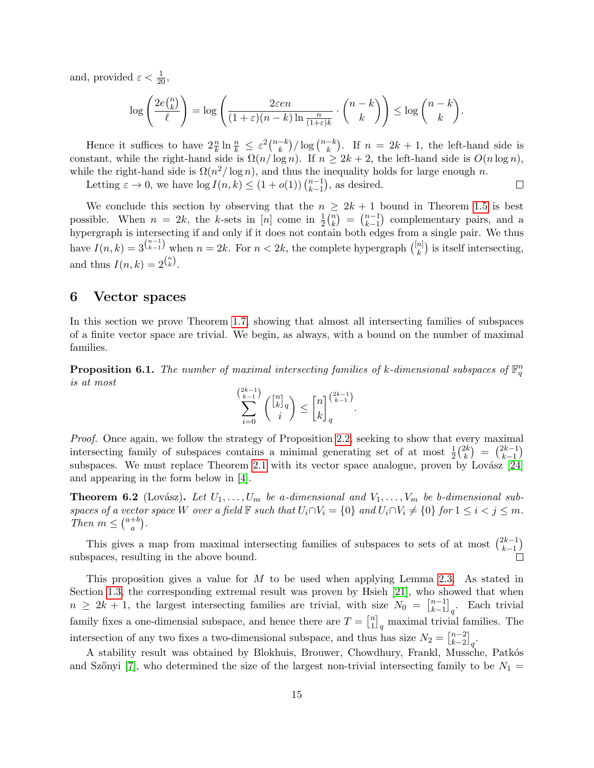and, provided $\varepsilon < \frac{1}{20}$,

$$\log\left(\frac{2e\binom{n}{k}}{\ell}\right) = \log\left(\frac{2\varepsilon en}{(1+\varepsilon)(n-k)\ln\frac{n}{(1+\varepsilon)k}}\cdot\binom{n-k}{k}\right) \leq \log\binom{n-k}{k}.$$

Hence it suffices to have $2\frac{n}{k}\ln\frac{n}{k} \leq \varepsilon^2\binom{n-k}{k}/\log\binom{n-k}{k}$. If $n = 2k+1$, the left-hand side is constant, while the right-hand side is $\Omega(n/\log n)$. If $n \geq 2k+2$, the left-hand side is $O(n\log n)$, while the right-hand side is $\Omega(n^2/\log n)$, and thus the inequality holds for large enough $n$.

Letting $\varepsilon \to 0$, we have $\log I(n,k) \leq (1+o(1))\binom{n-1}{k-1}$, as desired. □

We conclude this section by observing that the $n \geq 2k+1$ bound in Theorem 1.5 is best possible. When $n = 2k$, the $k$-sets in $[n]$ come in $\frac{1}{2}\binom{n}{k} = \binom{n-1}{k-1}$ complementary pairs, and a hypergraph is intersecting if and only if it does not contain both edges from a single pair. We thus have $I(n,k) = 3^{\binom{n-1}{k-1}}$ when $n = 2k$. For $n < 2k$, the complete hypergraph $\binom{[n]}{k}$ is itself intersecting, and thus $I(n,k) = 2^{\binom{n}{k}}$.

## 6 Vector spaces

In this section we prove Theorem 1.7, showing that almost all intersecting families of subspaces of a finite vector space are trivial. We begin, as always, with a bound on the number of maximal families.

**Proposition 6.1.** *The number of maximal intersecting families of $k$-dimensional subspaces of $\mathbb{F}_q^n$ is at most*

$$\sum_{i=0}^{\binom{2k-1}{k-1}} \binom{\binom{n}{k}_q}{i} \leq \binom{n}{k}_q^{\binom{2k-1}{k-1}}.$$

*Proof.* Once again, we follow the strategy of Proposition 2.2, seeking to show that every maximal intersecting family of subspaces contains a minimal generating set of at most $\frac{1}{2}\binom{2k}{k} = \binom{2k-1}{k-1}$ subspaces. We must replace Theorem 2.1 with its vector space analogue, proven by Lovász [24] and appearing in the form below in [4].

**Theorem 6.2** (Lovász). *Let $U_1, \ldots, U_m$ be $a$-dimensional and $V_1, \ldots, V_m$ be $b$-dimensional subspaces of a vector space $W$ over a field $\mathbb{F}$ such that $U_i \cap V_i = \{0\}$ and $U_i \cap V_j \neq \{0\}$ for $1 \leq i < j \leq m$. Then $m \leq \binom{a+b}{a}$.*

This gives a map from maximal intersecting families of subspaces to sets of at most $\binom{2k-1}{k-1}$ subspaces, resulting in the above bound. □

This proposition gives a value for $M$ to be used when applying Lemma 2.3. As stated in Section 1.3, the corresponding extremal result was proven by Hsieh [21], who showed that when $n \geq 2k+1$, the largest intersecting families are trivial, with size $N_0 = \binom{n-1}{k-1}_q$. Each trivial family fixes a one-dimensional subspace, and hence there are $T = \binom{n}{1}_q$ maximal trivial families. The intersection of any two fixes a two-dimensional subspace, and thus has size $N_2 = \binom{n-2}{k-2}_q$.

A stability result was obtained by Blokhuis, Brouwer, Chowdhury, Frankl, Mussche, Patkós and Szőnyi [7], who determined the size of the largest non-trivial intersecting family to be $N_1 =$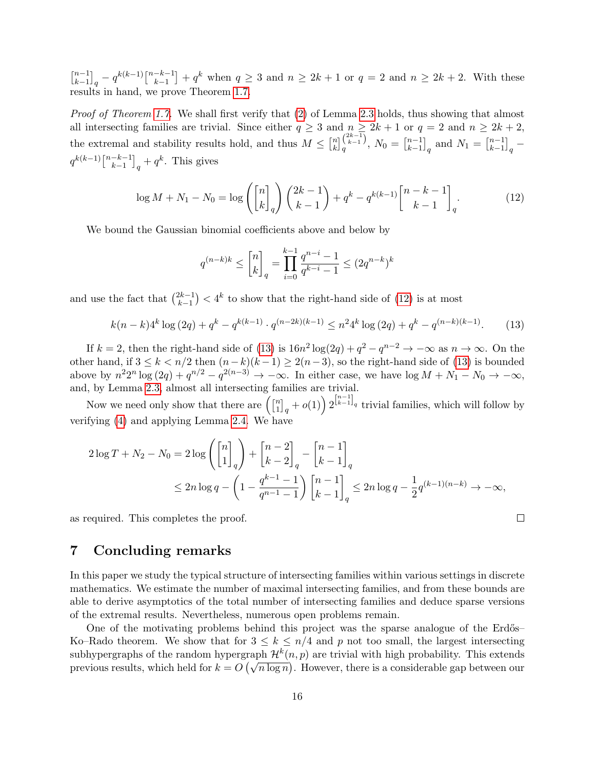$\begin{bmatrix} n-1 \\ k-1 \end{bmatrix}_q - q^{k(k-1)} \begin{bmatrix} n-k-1 \\ k-1 \end{bmatrix} + q^k$ when $q \geq 3$ and $n \geq 2k+1$ or $q = 2$ and $n \geq 2k+2$. With these results in hand, we prove Theorem 1.7.

*Proof of Theorem 1.7.* We shall first verify that (2) of Lemma 2.3 holds, thus showing that almost all intersecting families are trivial. Since either $q \geq 3$ and $n \geq 2k+1$ or $q = 2$ and $n \geq 2k+2$, the extremal and stability results hold, and thus $M \leq \begin{bmatrix} n \\ k \end{bmatrix}_q^{\binom{2k-1}{k-1}}$, $N_0 = \begin{bmatrix} n-1 \\ k-1 \end{bmatrix}_q$ and $N_1 = \begin{bmatrix} n-1 \\ k-1 \end{bmatrix}_q - q^{k(k-1)} \begin{bmatrix} n-k-1 \\ k-1 \end{bmatrix}_q + q^k$. This gives

$$\log M + N_1 - N_0 = \log \left( \begin{bmatrix} n \\ k \end{bmatrix}_q \right) \binom{2k-1}{k-1} + q^k - q^{k(k-1)} \begin{bmatrix} n-k-1 \\ k-1 \end{bmatrix}_q . \tag{12}$$

We bound the Gaussian binomial coefficients above and below by

$$q^{(n-k)k} \leq \begin{bmatrix} n \\ k \end{bmatrix}_q = \prod_{i=0}^{k-1} \frac{q^{n-i}-1}{q^{k-i}-1} \leq (2q^{n-k})^k$$

and use the fact that $\binom{2k-1}{k-1} < 4^k$ to show that the right-hand side of (12) is at most

$$k(n-k)4^k \log(2q) + q^k - q^{k(k-1)} \cdot q^{(n-2k)(k-1)} \leq n^2 4^k \log(2q) + q^k - q^{(n-k)(k-1)}. \tag{13}$$

If $k = 2$, then the right-hand side of (13) is $16n^2 \log(2q) + q^2 - q^{n-2} \to -\infty$ as $n \to \infty$. On the other hand, if $3 \leq k < n/2$ then $(n-k)(k-1) \geq 2(n-3)$, so the right-hand side of (13) is bounded above by $n^2 2^n \log(2q) + q^{n/2} - q^{2(n-3)} \to -\infty$. In either case, we have $\log M + N_1 - N_0 \to -\infty$, and, by Lemma 2.3, almost all intersecting families are trivial.

Now we need only show that there are $\left( \begin{bmatrix} n \\ 1 \end{bmatrix}_q + o(1) \right) 2^{\begin{bmatrix} n-1 \\ k-1 \end{bmatrix}_q}$ trivial families, which will follow by verifying (4) and applying Lemma 2.4. We have

$$\begin{aligned} 2\log T + N_2 - N_0 &= 2\log\left( \begin{bmatrix} n \\ 1 \end{bmatrix}_q \right) + \begin{bmatrix} n-2 \\ k-2 \end{bmatrix}_q - \begin{bmatrix} n-1 \\ k-1 \end{bmatrix}_q \\ &\leq 2n\log q - \left(1 - \frac{q^{k-1}-1}{q^{n-1}-1}\right) \begin{bmatrix} n-1 \\ k-1 \end{bmatrix}_q \leq 2n\log q - \frac{1}{2} q^{(k-1)(n-k)} \to -\infty, \end{aligned}$$

as required. This completes the proof. $\square$

## 7 Concluding remarks

In this paper we study the typical structure of intersecting families within various settings in discrete mathematics. We estimate the number of maximal intersecting families, and from these bounds are able to derive asymptotics of the total number of intersecting families and deduce sparse versions of the extremal results. Nevertheless, numerous open problems remain.

One of the motivating problems behind this project was the sparse analogue of the Erdős–Ko–Rado theorem. We show that for $3 \leq k \leq n/4$ and $p$ not too small, the largest intersecting subhypergraphs of the random hypergraph $\mathcal{H}^k(n,p)$ are trivial with high probability. This extends previous results, which held for $k = O\left(\sqrt{n \log n}\right)$. However, there is a considerable gap between our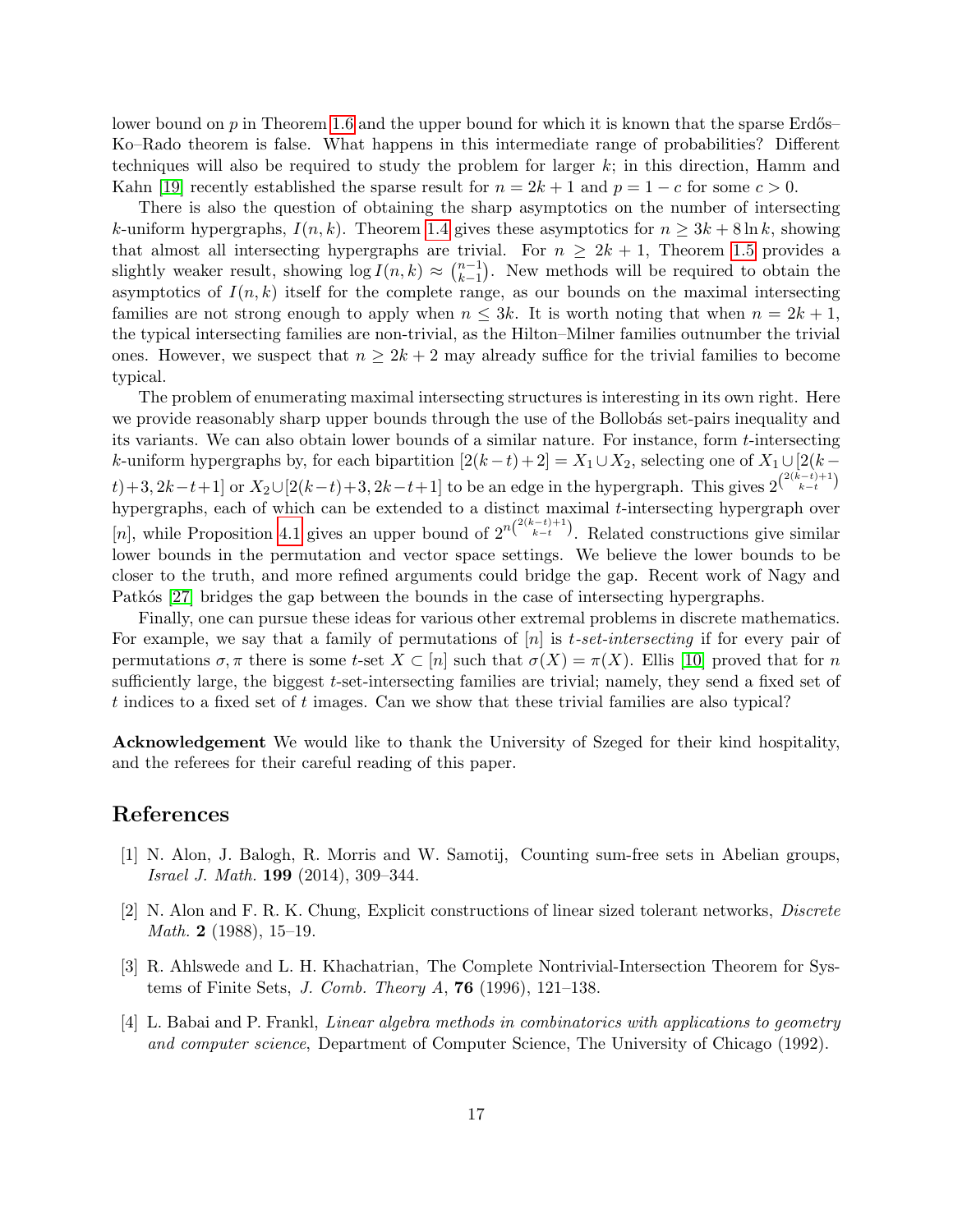lower bound on $p$ in Theorem 1.6 and the upper bound for which it is known that the sparse Erdős–Ko–Rado theorem is false. What happens in this intermediate range of probabilities? Different techniques will also be required to study the problem for larger $k$; in this direction, Hamm and Kahn [19] recently established the sparse result for $n = 2k + 1$ and $p = 1 - c$ for some $c > 0$.

There is also the question of obtaining the sharp asymptotics on the number of intersecting $k$-uniform hypergraphs, $I(n, k)$. Theorem 1.4 gives these asymptotics for $n \geq 3k + 8 \ln k$, showing that almost all intersecting hypergraphs are trivial. For $n \geq 2k + 1$, Theorem 1.5 provides a slightly weaker result, showing $\log I(n, k) \approx \binom{n-1}{k-1}$. New methods will be required to obtain the asymptotics of $I(n, k)$ itself for the complete range, as our bounds on the maximal intersecting families are not strong enough to apply when $n \leq 3k$. It is worth noting that when $n = 2k + 1$, the typical intersecting families are non-trivial, as the Hilton–Milner families outnumber the trivial ones. However, we suspect that $n \geq 2k + 2$ may already suffice for the trivial families to become typical.

The problem of enumerating maximal intersecting structures is interesting in its own right. Here we provide reasonably sharp upper bounds through the use of the Bollobás set-pairs inequality and its variants. We can also obtain lower bounds of a similar nature. For instance, form $t$-intersecting $k$-uniform hypergraphs by, for each bipartition $[2(k-t)+2] = X_1 \cup X_2$, selecting one of $X_1 \cup [2(k-t)+3, 2k-t+1]$ or $X_2 \cup [2(k-t)+3, 2k-t+1]$ to be an edge in the hypergraph. This gives $2^{\binom{2(k-t)+1}{k-t}}$ hypergraphs, each of which can be extended to a distinct maximal $t$-intersecting hypergraph over $[n]$, while Proposition 4.1 gives an upper bound of $2^{n\binom{2(k-t)+1}{k-t}}$. Related constructions give similar lower bounds in the permutation and vector space settings. We believe the lower bounds to be closer to the truth, and more refined arguments could bridge the gap. Recent work of Nagy and Patkós [27] bridges the gap between the bounds in the case of intersecting hypergraphs.

Finally, one can pursue these ideas for various other extremal problems in discrete mathematics. For example, we say that a family of permutations of $[n]$ is *$t$-set-intersecting* if for every pair of permutations $\sigma, \pi$ there is some $t$-set $X \subset [n]$ such that $\sigma(X) = \pi(X)$. Ellis [10] proved that for $n$ sufficiently large, the biggest $t$-set-intersecting families are trivial; namely, they send a fixed set of $t$ indices to a fixed set of $t$ images. Can we show that these trivial families are also typical?

**Acknowledgement** We would like to thank the University of Szeged for their kind hospitality, and the referees for their careful reading of this paper.

## References

[1] N. Alon, J. Balogh, R. Morris and W. Samotij, Counting sum-free sets in Abelian groups, *Israel J. Math.* **199** (2014), 309–344.

[2] N. Alon and F. R. K. Chung, Explicit constructions of linear sized tolerant networks, *Discrete Math.* **2** (1988), 15–19.

[3] R. Ahlswede and L. H. Khachatrian, The Complete Nontrivial-Intersection Theorem for Systems of Finite Sets, *J. Comb. Theory A*, **76** (1996), 121–138.

[4] L. Babai and P. Frankl, *Linear algebra methods in combinatorics with applications to geometry and computer science*, Department of Computer Science, The University of Chicago (1992).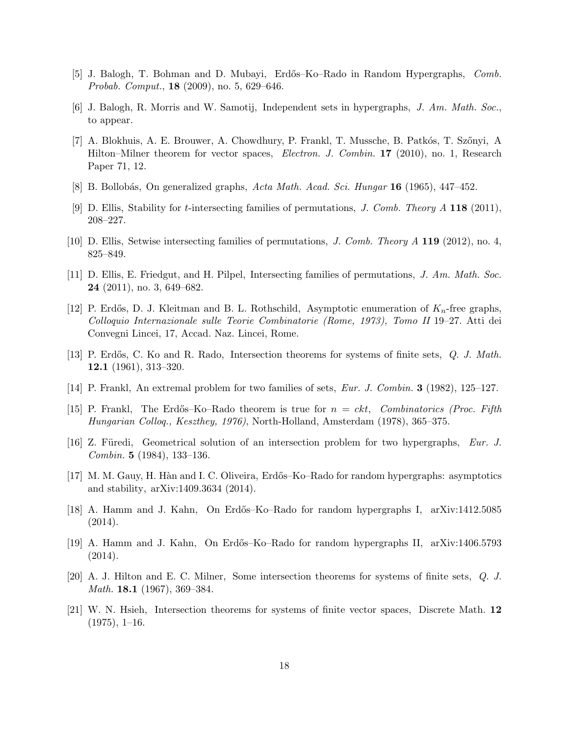[5] J. Balogh, T. Bohman and D. Mubayi, Erdős–Ko–Rado in Random Hypergraphs, *Comb. Probab. Comput.*, **18** (2009), no. 5, 629–646.

[6] J. Balogh, R. Morris and W. Samotij, Independent sets in hypergraphs, *J. Am. Math. Soc.*, to appear.

[7] A. Blokhuis, A. E. Brouwer, A. Chowdhury, P. Frankl, T. Mussche, B. Patkós, T. Szőnyi, A Hilton–Milner theorem for vector spaces, *Electron. J. Combin.* **17** (2010), no. 1, Research Paper 71, 12.

[8] B. Bollobás, On generalized graphs, *Acta Math. Acad. Sci. Hungar* **16** (1965), 447–452.

[9] D. Ellis, Stability for $t$-intersecting families of permutations, *J. Comb. Theory A* **118** (2011), 208–227.

[10] D. Ellis, Setwise intersecting families of permutations, *J. Comb. Theory A* **119** (2012), no. 4, 825–849.

[11] D. Ellis, E. Friedgut, and H. Pilpel, Intersecting families of permutations, *J. Am. Math. Soc.* **24** (2011), no. 3, 649–682.

[12] P. Erdős, D. J. Kleitman and B. L. Rothschild, Asymptotic enumeration of $K_n$-free graphs, *Colloquio Internazionale sulle Teorie Combinatorie (Rome, 1973), Tomo II* 19–27. Atti dei Convegni Lincei, 17, Accad. Naz. Lincei, Rome.

[13] P. Erdős, C. Ko and R. Rado, Intersection theorems for systems of finite sets, *Q. J. Math.* **12.1** (1961), 313–320.

[14] P. Frankl, An extremal problem for two families of sets, *Eur. J. Combin.* **3** (1982), 125–127.

[15] P. Frankl, The Erdős–Ko–Rado theorem is true for $n = ckt$, *Combinatorics (Proc. Fifth Hungarian Colloq., Keszthey, 1976)*, North-Holland, Amsterdam (1978), 365–375.

[16] Z. Füredi, Geometrical solution of an intersection problem for two hypergraphs, *Eur. J. Combin.* **5** (1984), 133–136.

[17] M. M. Gauy, H. Hàn and I. C. Oliveira, Erdős–Ko–Rado for random hypergraphs: asymptotics and stability, arXiv:1409.3634 (2014).

[18] A. Hamm and J. Kahn, On Erdős–Ko–Rado for random hypergraphs I, arXiv:1412.5085 (2014).

[19] A. Hamm and J. Kahn, On Erdős–Ko–Rado for random hypergraphs II, arXiv:1406.5793 (2014).

[20] A. J. Hilton and E. C. Milner, Some intersection theorems for systems of finite sets, *Q. J. Math.* **18.1** (1967), 369–384.

[21] W. N. Hsieh, Intersection theorems for systems of finite vector spaces, Discrete Math. **12** (1975), 1–16.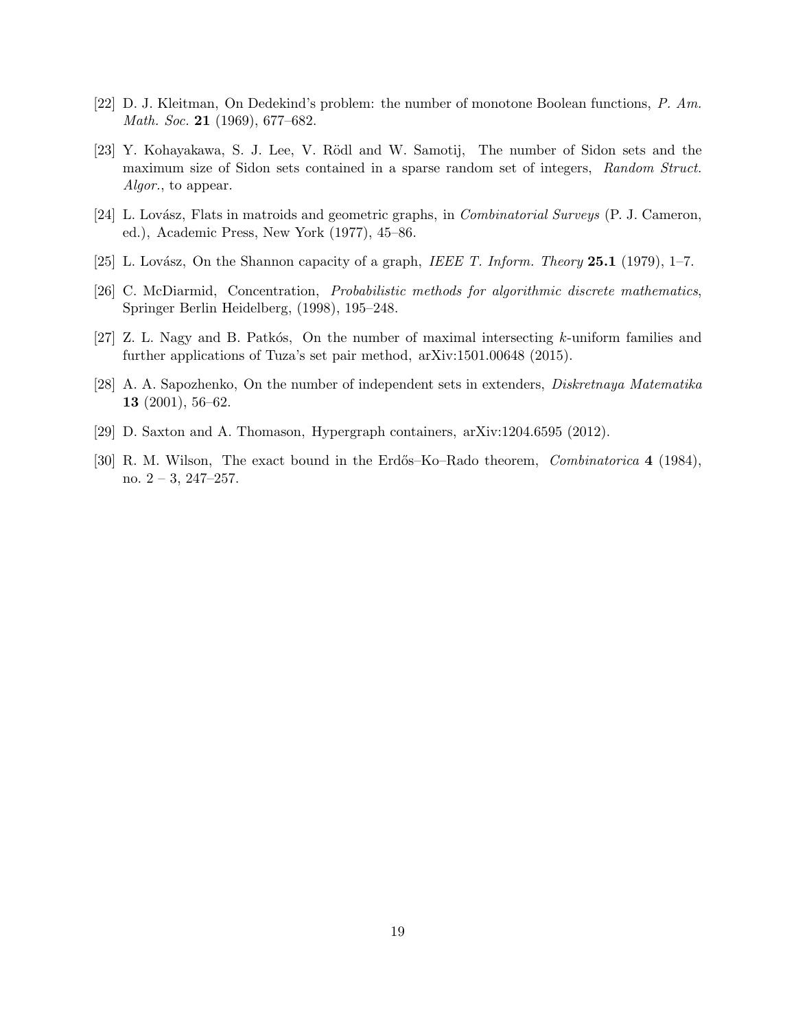[22] D. J. Kleitman, On Dedekind's problem: the number of monotone Boolean functions, *P. Am. Math. Soc.* **21** (1969), 677–682.

[23] Y. Kohayakawa, S. J. Lee, V. Rödl and W. Samotij, The number of Sidon sets and the maximum size of Sidon sets contained in a sparse random set of integers, *Random Struct. Algor.*, to appear.

[24] L. Lovász, Flats in matroids and geometric graphs, in *Combinatorial Surveys* (P. J. Cameron, ed.), Academic Press, New York (1977), 45–86.

[25] L. Lovász, On the Shannon capacity of a graph, *IEEE T. Inform. Theory* **25.1** (1979), 1–7.

[26] C. McDiarmid, Concentration, *Probabilistic methods for algorithmic discrete mathematics*, Springer Berlin Heidelberg, (1998), 195–248.

[27] Z. L. Nagy and B. Patkós, On the number of maximal intersecting $k$-uniform families and further applications of Tuza's set pair method, arXiv:1501.00648 (2015).

[28] A. A. Sapozhenko, On the number of independent sets in extenders, *Diskretnaya Matematika* **13** (2001), 56–62.

[29] D. Saxton and A. Thomason, Hypergraph containers, arXiv:1204.6595 (2012).

[30] R. M. Wilson, The exact bound in the Erdős–Ko–Rado theorem, *Combinatorica* **4** (1984), no. 2 – 3, 247–257.